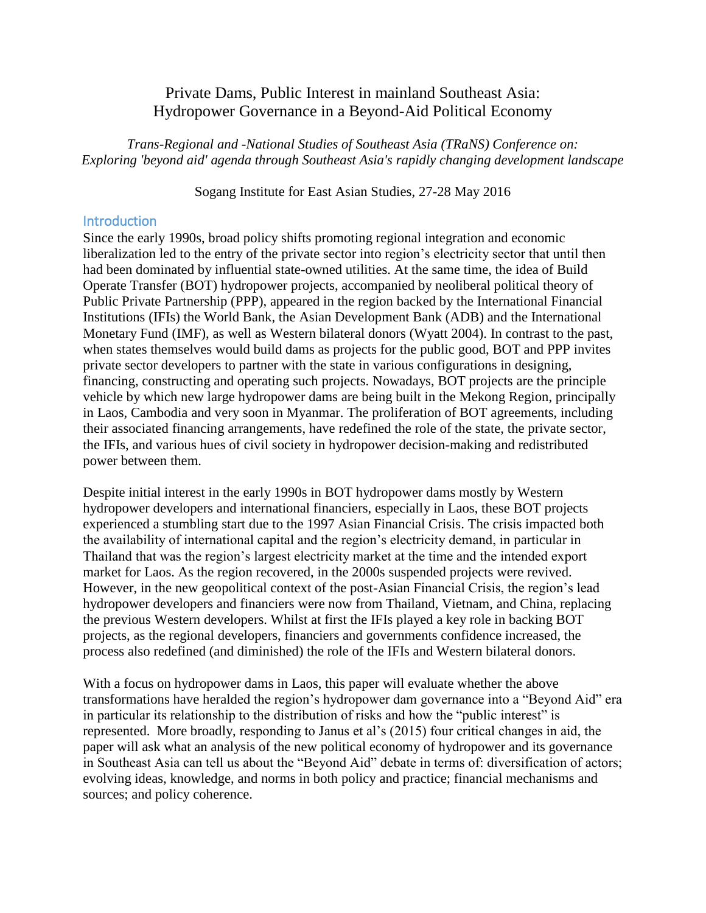# Private Dams, Public Interest in mainland Southeast Asia: Hydropower Governance in a Beyond-Aid Political Economy

*Trans-Regional and -National Studies of Southeast Asia (TRaNS) Conference on: Exploring 'beyond aid' agenda through Southeast Asia's rapidly changing development landscape*

Sogang Institute for East Asian Studies, 27-28 May 2016

## Introduction

Since the early 1990s, broad policy shifts promoting regional integration and economic liberalization led to the entry of the private sector into region's electricity sector that until then had been dominated by influential state-owned utilities. At the same time, the idea of Build Operate Transfer (BOT) hydropower projects, accompanied by neoliberal political theory of Public Private Partnership (PPP), appeared in the region backed by the International Financial Institutions (IFIs) the World Bank, the Asian Development Bank (ADB) and the International Monetary Fund (IMF), as well as Western bilateral donors (Wyatt 2004). In contrast to the past, when states themselves would build dams as projects for the public good, BOT and PPP invites private sector developers to partner with the state in various configurations in designing, financing, constructing and operating such projects. Nowadays, BOT projects are the principle vehicle by which new large hydropower dams are being built in the Mekong Region, principally in Laos, Cambodia and very soon in Myanmar. The proliferation of BOT agreements, including their associated financing arrangements, have redefined the role of the state, the private sector, the IFIs, and various hues of civil society in hydropower decision-making and redistributed power between them.

Despite initial interest in the early 1990s in BOT hydropower dams mostly by Western hydropower developers and international financiers, especially in Laos, these BOT projects experienced a stumbling start due to the 1997 Asian Financial Crisis. The crisis impacted both the availability of international capital and the region's electricity demand, in particular in Thailand that was the region's largest electricity market at the time and the intended export market for Laos. As the region recovered, in the 2000s suspended projects were revived. However, in the new geopolitical context of the post-Asian Financial Crisis, the region's lead hydropower developers and financiers were now from Thailand, Vietnam, and China, replacing the previous Western developers. Whilst at first the IFIs played a key role in backing BOT projects, as the regional developers, financiers and governments confidence increased, the process also redefined (and diminished) the role of the IFIs and Western bilateral donors.

With a focus on hydropower dams in Laos, this paper will evaluate whether the above transformations have heralded the region's hydropower dam governance into a "Beyond Aid" era in particular its relationship to the distribution of risks and how the "public interest" is represented. More broadly, responding to Janus et al's (2015) four critical changes in aid, the paper will ask what an analysis of the new political economy of hydropower and its governance in Southeast Asia can tell us about the "Beyond Aid" debate in terms of: diversification of actors; evolving ideas, knowledge, and norms in both policy and practice; financial mechanisms and sources; and policy coherence.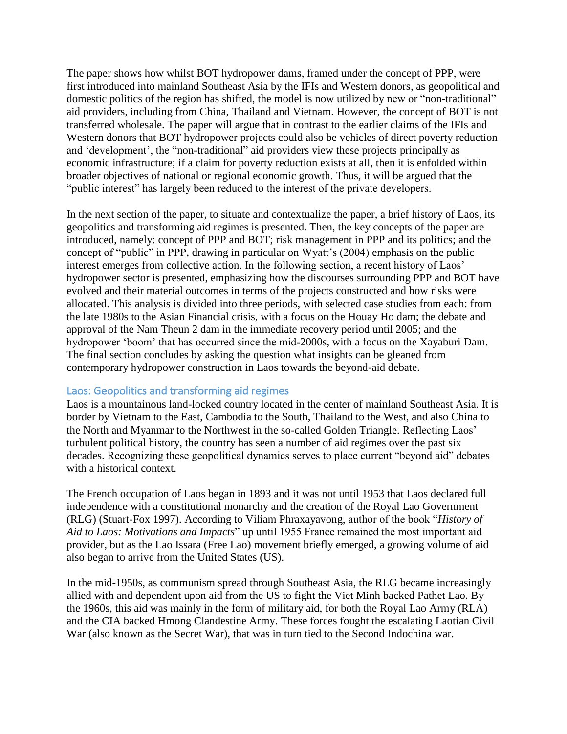The paper shows how whilst BOT hydropower dams, framed under the concept of PPP, were first introduced into mainland Southeast Asia by the IFIs and Western donors, as geopolitical and domestic politics of the region has shifted, the model is now utilized by new or "non-traditional" aid providers, including from China, Thailand and Vietnam. However, the concept of BOT is not transferred wholesale. The paper will argue that in contrast to the earlier claims of the IFIs and Western donors that BOT hydropower projects could also be vehicles of direct poverty reduction and 'development', the "non-traditional" aid providers view these projects principally as economic infrastructure; if a claim for poverty reduction exists at all, then it is enfolded within broader objectives of national or regional economic growth. Thus, it will be argued that the "public interest" has largely been reduced to the interest of the private developers.

In the next section of the paper, to situate and contextualize the paper, a brief history of Laos, its geopolitics and transforming aid regimes is presented. Then, the key concepts of the paper are introduced, namely: concept of PPP and BOT; risk management in PPP and its politics; and the concept of "public" in PPP, drawing in particular on Wyatt's (2004) emphasis on the public interest emerges from collective action. In the following section, a recent history of Laos' hydropower sector is presented, emphasizing how the discourses surrounding PPP and BOT have evolved and their material outcomes in terms of the projects constructed and how risks were allocated. This analysis is divided into three periods, with selected case studies from each: from the late 1980s to the Asian Financial crisis, with a focus on the Houay Ho dam; the debate and approval of the Nam Theun 2 dam in the immediate recovery period until 2005; and the hydropower 'boom' that has occurred since the mid-2000s, with a focus on the Xayaburi Dam. The final section concludes by asking the question what insights can be gleaned from contemporary hydropower construction in Laos towards the beyond-aid debate.

## Laos: Geopolitics and transforming aid regimes

Laos is a mountainous land-locked country located in the center of mainland Southeast Asia. It is border by Vietnam to the East, Cambodia to the South, Thailand to the West, and also China to the North and Myanmar to the Northwest in the so-called Golden Triangle. Reflecting Laos' turbulent political history, the country has seen a number of aid regimes over the past six decades. Recognizing these geopolitical dynamics serves to place current "beyond aid" debates with a historical context.

The French occupation of Laos began in 1893 and it was not until 1953 that Laos declared full independence with a constitutional monarchy and the creation of the Royal Lao Government (RLG) (Stuart-Fox 1997). According to Viliam Phraxayavong, author of the book "*History of Aid to Laos: Motivations and Impacts*" up until 1955 France remained the most important aid provider, but as the Lao Issara (Free Lao) movement briefly emerged, a growing volume of aid also began to arrive from the United States (US).

In the mid-1950s, as communism spread through Southeast Asia, the RLG became increasingly allied with and dependent upon aid from the US to fight the Viet Minh backed Pathet Lao. By the 1960s, this aid was mainly in the form of military aid, for both the Royal Lao Army (RLA) and the CIA backed Hmong Clandestine Army. These forces fought the escalating Laotian Civil War (also known as the Secret War), that was in turn tied to the Second Indochina war.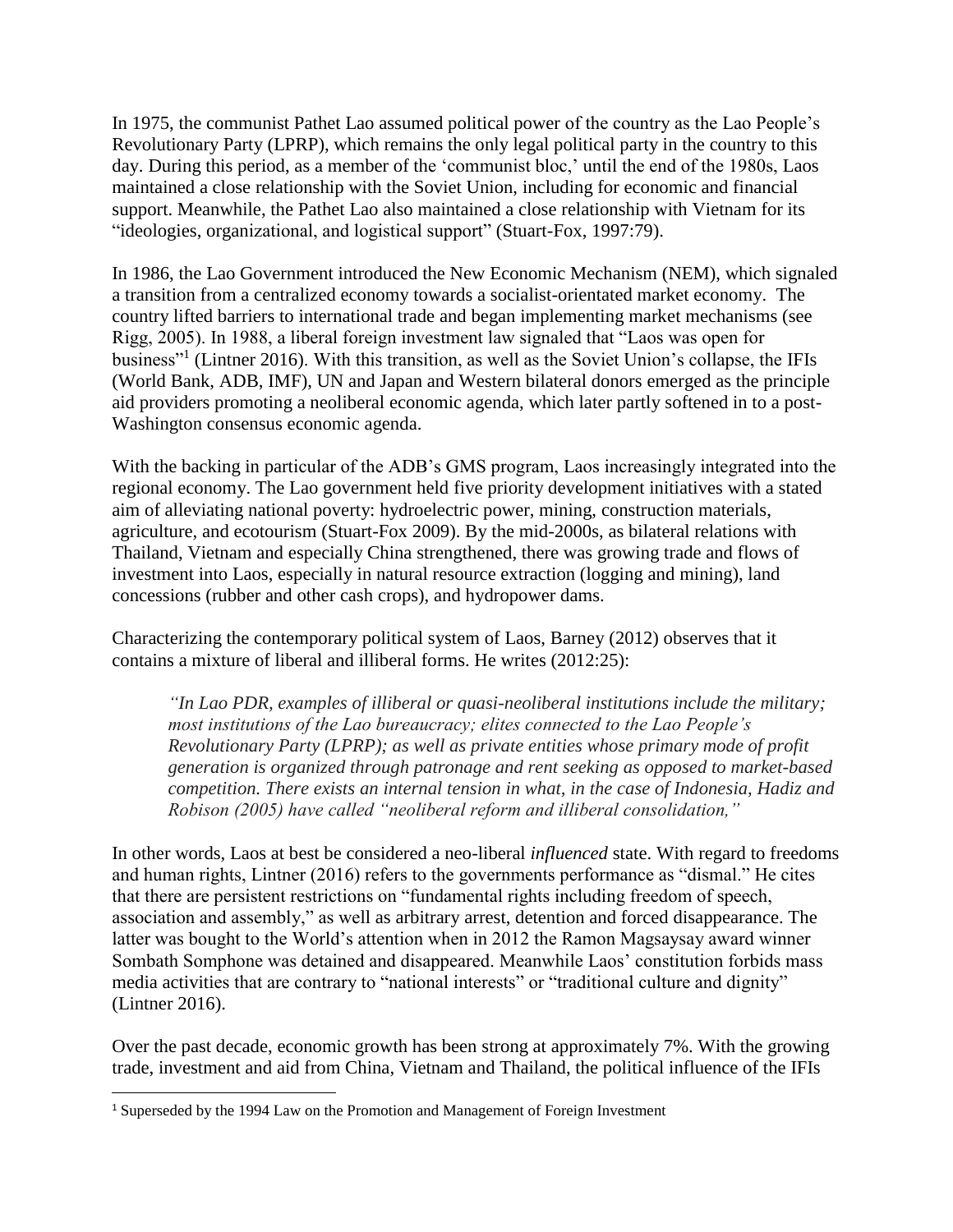In 1975, the communist Pathet Lao assumed political power of the country as the Lao People's Revolutionary Party (LPRP), which remains the only legal political party in the country to this day. During this period, as a member of the 'communist bloc,' until the end of the 1980s, Laos maintained a close relationship with the Soviet Union, including for economic and financial support. Meanwhile, the Pathet Lao also maintained a close relationship with Vietnam for its "ideologies, organizational, and logistical support" (Stuart-Fox, 1997:79).

In 1986, the Lao Government introduced the New Economic Mechanism (NEM), which signaled a transition from a centralized economy towards a socialist-orientated market economy. The country lifted barriers to international trade and began implementing market mechanisms (see Rigg, 2005). In 1988, a liberal foreign investment law signaled that "Laos was open for business"[1] (Lintner 2016). With this transition, as well as the Soviet Union's collapse, the IFIs (World Bank, ADB, IMF), UN and Japan and Western bilateral donors emerged as the principle aid providers promoting a neoliberal economic agenda, which later partly softened in to a post-Washington consensus economic agenda.

With the backing in particular of the ADB's GMS program, Laos increasingly integrated into the regional economy. The Lao government held five priority development initiatives with a stated aim of alleviating national poverty: hydroelectric power, mining, construction materials, agriculture, and ecotourism (Stuart-Fox 2009). By the mid-2000s, as bilateral relations with Thailand, Vietnam and especially China strengthened, there was growing trade and flows of investment into Laos, especially in natural resource extraction (logging and mining), land concessions (rubber and other cash crops), and hydropower dams.

Characterizing the contemporary political system of Laos, Barney (2012) observes that it contains a mixture of liberal and illiberal forms. He writes (2012:25):

> *"In Lao PDR, examples of illiberal or quasi-neoliberal institutions include the military; most institutions of the Lao bureaucracy; elites connected to the Lao People's Revolutionary Party (LPRP); as well as private entities whose primary mode of profit generation is organized through patronage and rent seeking as opposed to market-based competition. There exists an internal tension in what, in the case of Indonesia, Hadiz and Robison (2005) have called "neoliberal reform and illiberal consolidation,"*

In other words, Laos at best be considered a neo-liberal *influenced* state. With regard to freedoms and human rights, Lintner (2016) refers to the governments performance as "dismal." He cites that there are persistent restrictions on "fundamental rights including freedom of speech, association and assembly," as well as arbitrary arrest, detention and forced disappearance. The latter was bought to the World's attention when in 2012 the Ramon Magsaysay award winner Sombath Somphone was detained and disappeared. Meanwhile Laos' constitution forbids mass media activities that are contrary to "national interests" or "traditional culture and dignity" (Lintner 2016).

Over the past decade, economic growth has been strong at approximately 7%. With the growing trade, investment and aid from China, Vietnam and Thailand, the political influence of the IFIs

---

[1] Superseded by the 1994 Law on the Promotion and Management of Foreign Investment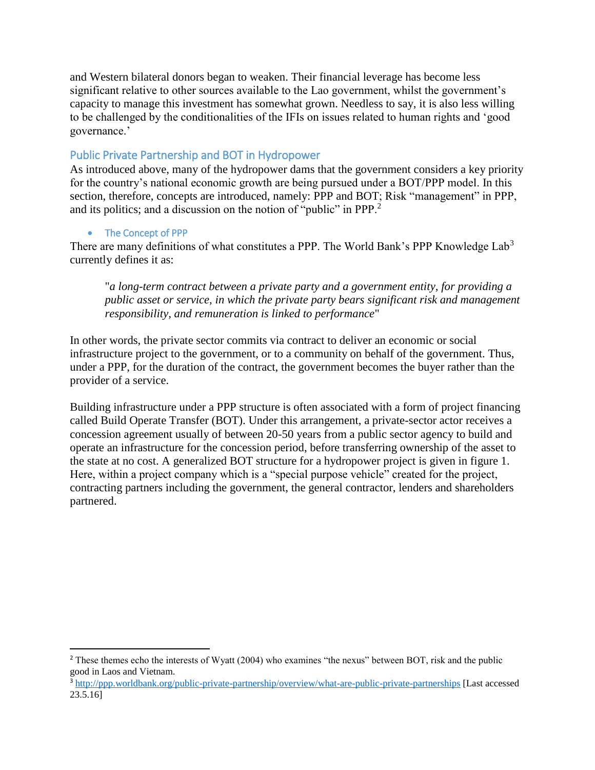and Western bilateral donors began to weaken. Their financial leverage has become less significant relative to other sources available to the Lao government, whilst the government's capacity to manage this investment has somewhat grown. Needless to say, it is also less willing to be challenged by the conditionalities of the IFIs on issues related to human rights and 'good governance.'

## Public Private Partnership and BOT in Hydropower

As introduced above, many of the hydropower dams that the government considers a key priority for the country's national economic growth are being pursued under a BOT/PPP model. In this section, therefore, concepts are introduced, namely: PPP and BOT; Risk "management" in PPP, and its politics; and a discussion on the notion of "public" in PPP.[2]

- ### The Concept of PPP

There are many definitions of what constitutes a PPP. The World Bank's PPP Knowledge Lab[3] currently defines it as:

> "*a long-term contract between a private party and a government entity, for providing a public asset or service, in which the private party bears significant risk and management responsibility, and remuneration is linked to performance*"

In other words, the private sector commits via contract to deliver an economic or social infrastructure project to the government, or to a community on behalf of the government. Thus, under a PPP, for the duration of the contract, the government becomes the buyer rather than the provider of a service.

Building infrastructure under a PPP structure is often associated with a form of project financing called Build Operate Transfer (BOT). Under this arrangement, a private-sector actor receives a concession agreement usually of between 20-50 years from a public sector agency to build and operate an infrastructure for the concession period, before transferring ownership of the asset to the state at no cost. A generalized BOT structure for a hydropower project is given in figure 1. Here, within a project company which is a "special purpose vehicle" created for the project, contracting partners including the government, the general contractor, lenders and shareholders partnered.

---

[2] These themes echo the interests of Wyatt (2004) who examines "the nexus" between BOT, risk and the public good in Laos and Vietnam.

[3] http://ppp.worldbank.org/public-private-partnership/overview/what-are-public-private-partnerships [Last accessed 23.5.16]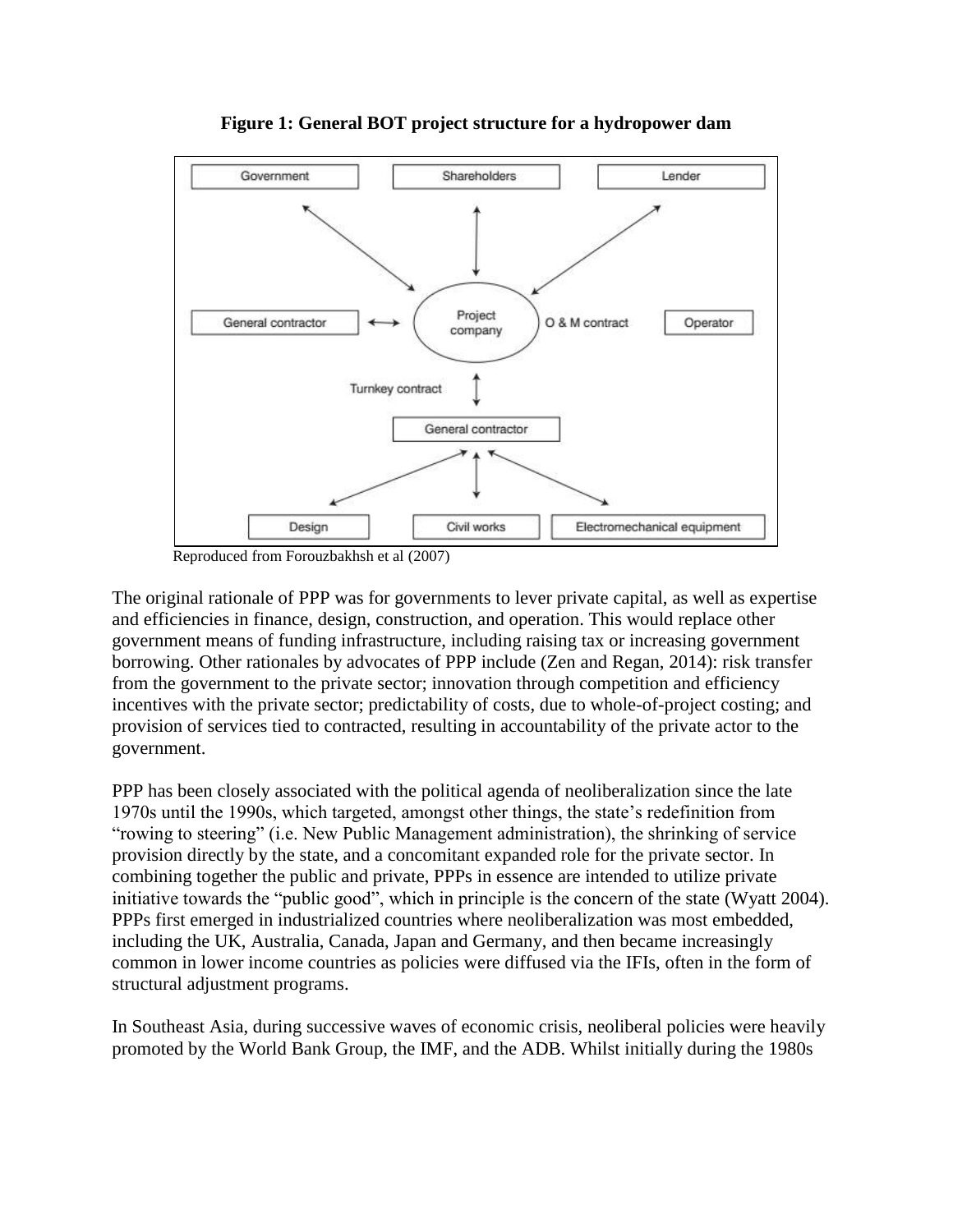**Figure 1: General BOT project structure for a hydropower dam**

Reproduced from Forouzbakhsh et al (2007)

The original rationale of PPP was for governments to lever private capital, as well as expertise and efficiencies in finance, design, construction, and operation. This would replace other government means of funding infrastructure, including raising tax or increasing government borrowing. Other rationales by advocates of PPP include (Zen and Regan, 2014): risk transfer from the government to the private sector; innovation through competition and efficiency incentives with the private sector; predictability of costs, due to whole-of-project costing; and provision of services tied to contracted, resulting in accountability of the private actor to the government.

PPP has been closely associated with the political agenda of neoliberalization since the late 1970s until the 1990s, which targeted, amongst other things, the state's redefinition from "rowing to steering" (i.e. New Public Management administration), the shrinking of service provision directly by the state, and a concomitant expanded role for the private sector. In combining together the public and private, PPPs in essence are intended to utilize private initiative towards the "public good", which in principle is the concern of the state (Wyatt 2004). PPPs first emerged in industrialized countries where neoliberalization was most embedded, including the UK, Australia, Canada, Japan and Germany, and then became increasingly common in lower income countries as policies were diffused via the IFIs, often in the form of structural adjustment programs.

In Southeast Asia, during successive waves of economic crisis, neoliberal policies were heavily promoted by the World Bank Group, the IMF, and the ADB. Whilst initially during the 1980s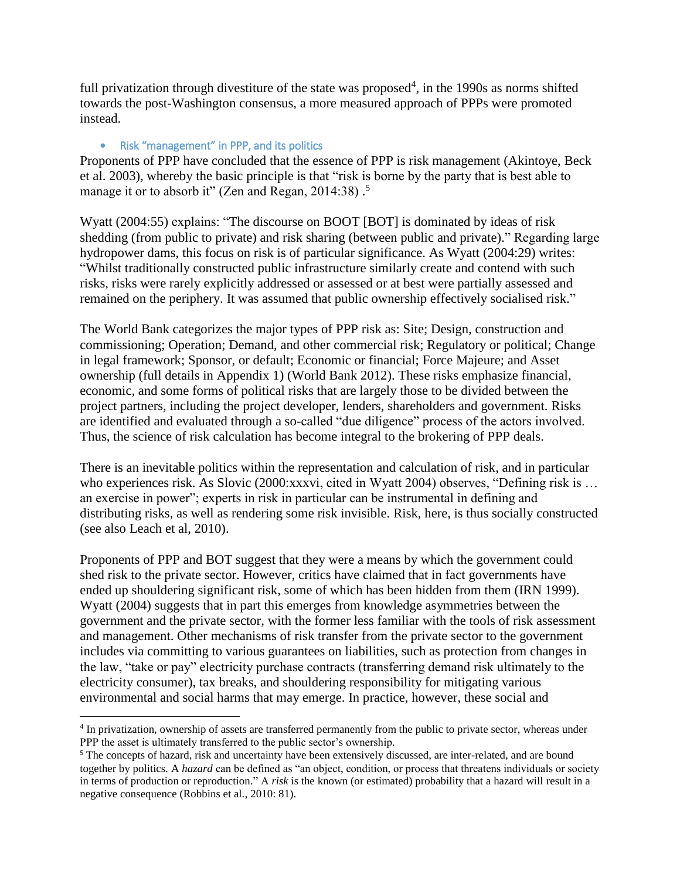full privatization through divestiture of the state was proposed[4], in the 1990s as norms shifted towards the post-Washington consensus, a more measured approach of PPPs were promoted instead.

- Risk "management" in PPP, and its politics

Proponents of PPP have concluded that the essence of PPP is risk management (Akintoye, Beck et al. 2003), whereby the basic principle is that "risk is borne by the party that is best able to manage it or to absorb it" (Zen and Regan, 2014:38) .[5]

Wyatt (2004:55) explains: "The discourse on BOOT [BOT] is dominated by ideas of risk shedding (from public to private) and risk sharing (between public and private)." Regarding large hydropower dams, this focus on risk is of particular significance. As Wyatt (2004:29) writes: "Whilst traditionally constructed public infrastructure similarly create and contend with such risks, risks were rarely explicitly addressed or assessed or at best were partially assessed and remained on the periphery. It was assumed that public ownership effectively socialised risk."

The World Bank categorizes the major types of PPP risk as: Site; Design, construction and commissioning; Operation; Demand, and other commercial risk; Regulatory or political; Change in legal framework; Sponsor, or default; Economic or financial; Force Majeure; and Asset ownership (full details in Appendix 1) (World Bank 2012). These risks emphasize financial, economic, and some forms of political risks that are largely those to be divided between the project partners, including the project developer, lenders, shareholders and government. Risks are identified and evaluated through a so-called "due diligence" process of the actors involved. Thus, the science of risk calculation has become integral to the brokering of PPP deals.

There is an inevitable politics within the representation and calculation of risk, and in particular who experiences risk. As Slovic (2000:xxxvi, cited in Wyatt 2004) observes, "Defining risk is … an exercise in power"; experts in risk in particular can be instrumental in defining and distributing risks, as well as rendering some risk invisible. Risk, here, is thus socially constructed (see also Leach et al, 2010).

Proponents of PPP and BOT suggest that they were a means by which the government could shed risk to the private sector. However, critics have claimed that in fact governments have ended up shouldering significant risk, some of which has been hidden from them (IRN 1999). Wyatt (2004) suggests that in part this emerges from knowledge asymmetries between the government and the private sector, with the former less familiar with the tools of risk assessment and management. Other mechanisms of risk transfer from the private sector to the government includes via committing to various guarantees on liabilities, such as protection from changes in the law, "take or pay" electricity purchase contracts (transferring demand risk ultimately to the electricity consumer), tax breaks, and shouldering responsibility for mitigating various environmental and social harms that may emerge. In practice, however, these social and

---

[4] In privatization, ownership of assets are transferred permanently from the public to private sector, whereas under PPP the asset is ultimately transferred to the public sector's ownership.

[5] The concepts of hazard, risk and uncertainty have been extensively discussed, are inter-related, and are bound together by politics. A *hazard* can be defined as "an object, condition, or process that threatens individuals or society in terms of production or reproduction." A *risk* is the known (or estimated) probability that a hazard will result in a negative consequence (Robbins et al., 2010: 81).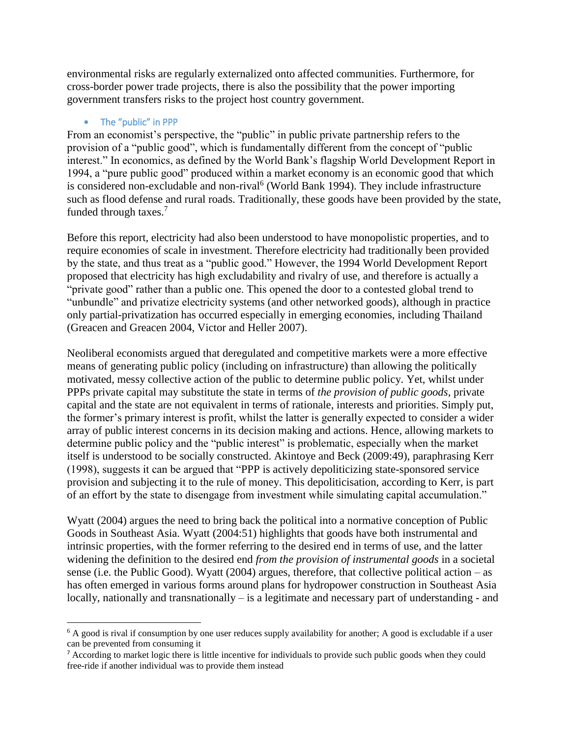environmental risks are regularly externalized onto affected communities. Furthermore, for cross-border power trade projects, there is also the possibility that the power importing government transfers risks to the project host country government.

- The "public" in PPP

From an economist's perspective, the "public" in public private partnership refers to the provision of a "public good", which is fundamentally different from the concept of "public interest." In economics, as defined by the World Bank's flagship World Development Report in 1994, a "pure public good" produced within a market economy is an economic good that which is considered non-excludable and non-rival[6] (World Bank 1994). They include infrastructure such as flood defense and rural roads. Traditionally, these goods have been provided by the state, funded through taxes.[7]

Before this report, electricity had also been understood to have monopolistic properties, and to require economies of scale in investment. Therefore electricity had traditionally been provided by the state, and thus treat as a "public good." However, the 1994 World Development Report proposed that electricity has high excludability and rivalry of use, and therefore is actually a "private good" rather than a public one. This opened the door to a contested global trend to "unbundle" and privatize electricity systems (and other networked goods), although in practice only partial-privatization has occurred especially in emerging economies, including Thailand (Greacen and Greacen 2004, Victor and Heller 2007).

Neoliberal economists argued that deregulated and competitive markets were a more effective means of generating public policy (including on infrastructure) than allowing the politically motivated, messy collective action of the public to determine public policy. Yet, whilst under PPPs private capital may substitute the state in terms of *the provision of public goods*, private capital and the state are not equivalent in terms of rationale, interests and priorities. Simply put, the former's primary interest is profit, whilst the latter is generally expected to consider a wider array of public interest concerns in its decision making and actions. Hence, allowing markets to determine public policy and the "public interest" is problematic, especially when the market itself is understood to be socially constructed. Akintoye and Beck (2009:49), paraphrasing Kerr (1998), suggests it can be argued that "PPP is actively depoliticizing state-sponsored service provision and subjecting it to the rule of money. This depoliticisation, according to Kerr, is part of an effort by the state to disengage from investment while simulating capital accumulation."

Wyatt (2004) argues the need to bring back the political into a normative conception of Public Goods in Southeast Asia. Wyatt (2004:51) highlights that goods have both instrumental and intrinsic properties, with the former referring to the desired end in terms of use, and the latter widening the definition to the desired end *from the provision of instrumental goods* in a societal sense (i.e. the Public Good). Wyatt (2004) argues, therefore, that collective political action – as has often emerged in various forms around plans for hydropower construction in Southeast Asia locally, nationally and transnationally – is a legitimate and necessary part of understanding - and

[6] A good is rival if consumption by one user reduces supply availability for another; A good is excludable if a user can be prevented from consuming it

[7] According to market logic there is little incentive for individuals to provide such public goods when they could free-ride if another individual was to provide them instead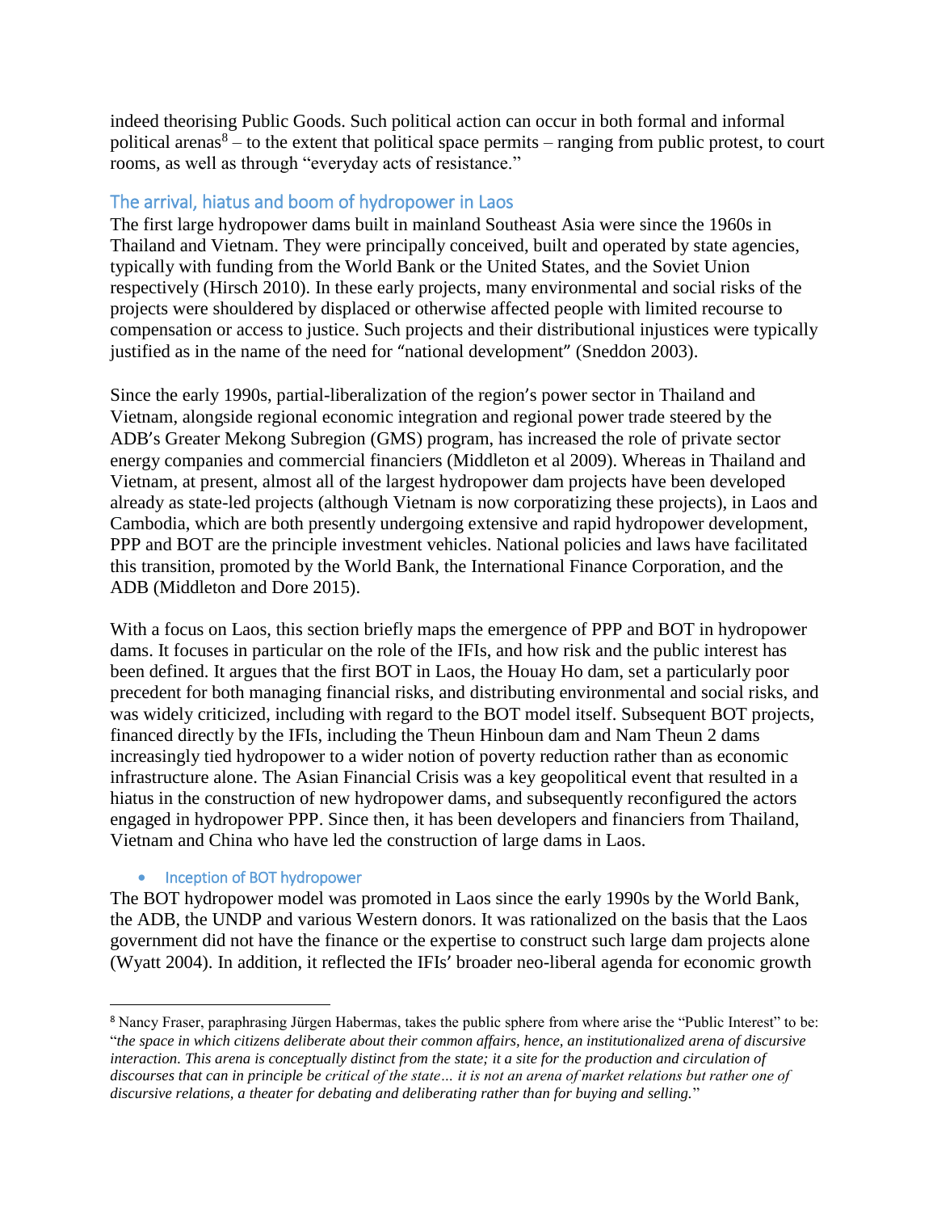indeed theorising Public Goods. Such political action can occur in both formal and informal political arenas[8] – to the extent that political space permits – ranging from public protest, to court rooms, as well as through "everyday acts of resistance."

## The arrival, hiatus and boom of hydropower in Laos

The first large hydropower dams built in mainland Southeast Asia were since the 1960s in Thailand and Vietnam. They were principally conceived, built and operated by state agencies, typically with funding from the World Bank or the United States, and the Soviet Union respectively (Hirsch 2010). In these early projects, many environmental and social risks of the projects were shouldered by displaced or otherwise affected people with limited recourse to compensation or access to justice. Such projects and their distributional injustices were typically justified as in the name of the need for "national development" (Sneddon 2003).

Since the early 1990s, partial-liberalization of the region's power sector in Thailand and Vietnam, alongside regional economic integration and regional power trade steered by the ADB's Greater Mekong Subregion (GMS) program, has increased the role of private sector energy companies and commercial financiers (Middleton et al 2009). Whereas in Thailand and Vietnam, at present, almost all of the largest hydropower dam projects have been developed already as state-led projects (although Vietnam is now corporatizing these projects), in Laos and Cambodia, which are both presently undergoing extensive and rapid hydropower development, PPP and BOT are the principle investment vehicles. National policies and laws have facilitated this transition, promoted by the World Bank, the International Finance Corporation, and the ADB (Middleton and Dore 2015).

With a focus on Laos, this section briefly maps the emergence of PPP and BOT in hydropower dams. It focuses in particular on the role of the IFIs, and how risk and the public interest has been defined. It argues that the first BOT in Laos, the Houay Ho dam, set a particularly poor precedent for both managing financial risks, and distributing environmental and social risks, and was widely criticized, including with regard to the BOT model itself. Subsequent BOT projects, financed directly by the IFIs, including the Theun Hinboun dam and Nam Theun 2 dams increasingly tied hydropower to a wider notion of poverty reduction rather than as economic infrastructure alone. The Asian Financial Crisis was a key geopolitical event that resulted in a hiatus in the construction of new hydropower dams, and subsequently reconfigured the actors engaged in hydropower PPP. Since then, it has been developers and financiers from Thailand, Vietnam and China who have led the construction of large dams in Laos.

### • Inception of BOT hydropower

The BOT hydropower model was promoted in Laos since the early 1990s by the World Bank, the ADB, the UNDP and various Western donors. It was rationalized on the basis that the Laos government did not have the finance or the expertise to construct such large dam projects alone (Wyatt 2004). In addition, it reflected the IFIs' broader neo-liberal agenda for economic growth

---

[8] Nancy Fraser, paraphrasing Jürgen Habermas, takes the public sphere from where arise the "Public Interest" to be: "*the space in which citizens deliberate about their common affairs, hence, an institutionalized arena of discursive interaction. This arena is conceptually distinct from the state; it a site for the production and circulation of discourses that can in principle be critical of the state… it is not an arena of market relations but rather one of discursive relations, a theater for debating and deliberating rather than for buying and selling.*"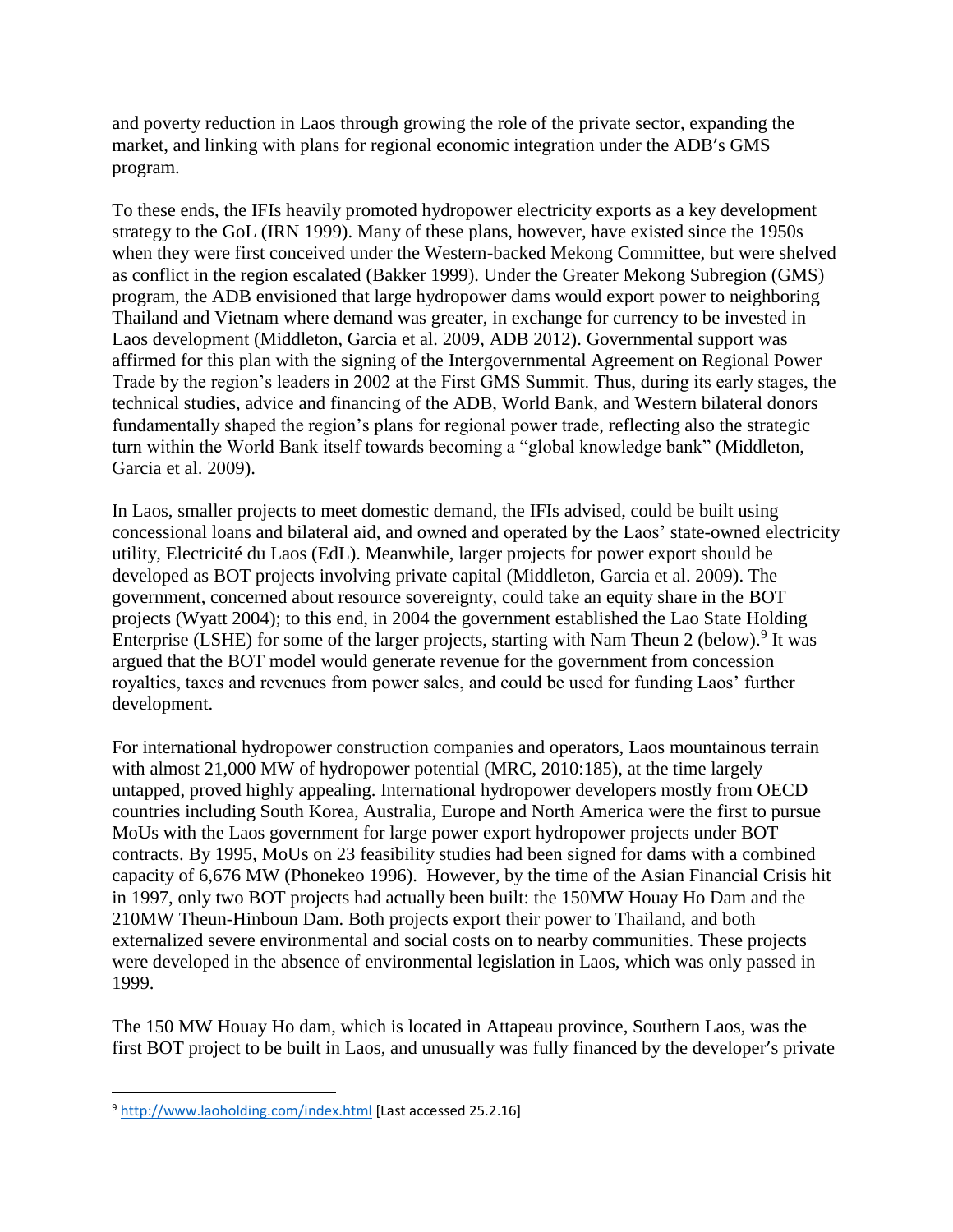and poverty reduction in Laos through growing the role of the private sector, expanding the market, and linking with plans for regional economic integration under the ADB's GMS program.

To these ends, the IFIs heavily promoted hydropower electricity exports as a key development strategy to the GoL (IRN 1999). Many of these plans, however, have existed since the 1950s when they were first conceived under the Western-backed Mekong Committee, but were shelved as conflict in the region escalated (Bakker 1999). Under the Greater Mekong Subregion (GMS) program, the ADB envisioned that large hydropower dams would export power to neighboring Thailand and Vietnam where demand was greater, in exchange for currency to be invested in Laos development (Middleton, Garcia et al. 2009, ADB 2012). Governmental support was affirmed for this plan with the signing of the Intergovernmental Agreement on Regional Power Trade by the region's leaders in 2002 at the First GMS Summit. Thus, during its early stages, the technical studies, advice and financing of the ADB, World Bank, and Western bilateral donors fundamentally shaped the region's plans for regional power trade, reflecting also the strategic turn within the World Bank itself towards becoming a "global knowledge bank" (Middleton, Garcia et al. 2009).

In Laos, smaller projects to meet domestic demand, the IFIs advised, could be built using concessional loans and bilateral aid, and owned and operated by the Laos' state-owned electricity utility, Electricité du Laos (EdL). Meanwhile, larger projects for power export should be developed as BOT projects involving private capital (Middleton, Garcia et al. 2009). The government, concerned about resource sovereignty, could take an equity share in the BOT projects (Wyatt 2004); to this end, in 2004 the government established the Lao State Holding Enterprise (LSHE) for some of the larger projects, starting with Nam Theun 2 (below).[9] It was argued that the BOT model would generate revenue for the government from concession royalties, taxes and revenues from power sales, and could be used for funding Laos' further development.

For international hydropower construction companies and operators, Laos mountainous terrain with almost 21,000 MW of hydropower potential (MRC, 2010:185), at the time largely untapped, proved highly appealing. International hydropower developers mostly from OECD countries including South Korea, Australia, Europe and North America were the first to pursue MoUs with the Laos government for large power export hydropower projects under BOT contracts. By 1995, MoUs on 23 feasibility studies had been signed for dams with a combined capacity of 6,676 MW (Phonekeo 1996). However, by the time of the Asian Financial Crisis hit in 1997, only two BOT projects had actually been built: the 150MW Houay Ho Dam and the 210MW Theun-Hinboun Dam. Both projects export their power to Thailand, and both externalized severe environmental and social costs on to nearby communities. These projects were developed in the absence of environmental legislation in Laos, which was only passed in 1999.

The 150 MW Houay Ho dam, which is located in Attapeau province, Southern Laos, was the first BOT project to be built in Laos, and unusually was fully financed by the developer's private

---

[9] http://www.laoholding.com/index.html [Last accessed 25.2.16]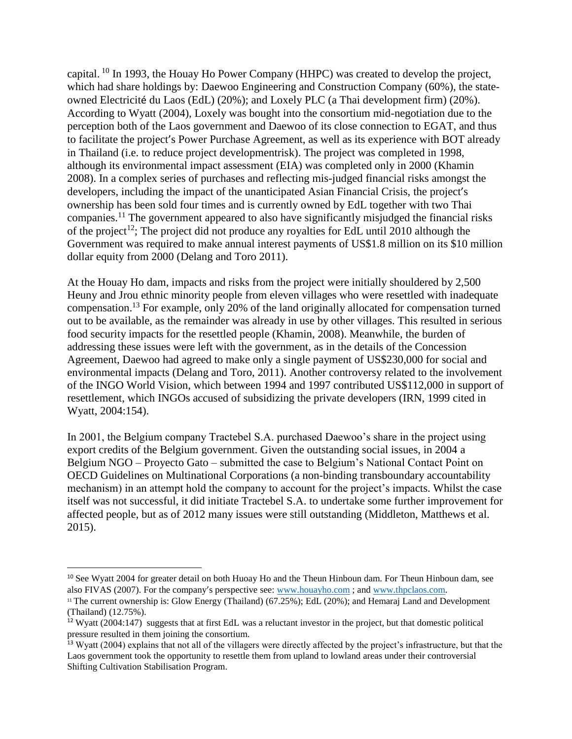capital. [10] In 1993, the Houay Ho Power Company (HHPC) was created to develop the project, which had share holdings by: Daewoo Engineering and Construction Company (60%), the state-owned Electricité du Laos (EdL) (20%); and Loxely PLC (a Thai development firm) (20%). According to Wyatt (2004), Loxely was bought into the consortium mid-negotiation due to the perception both of the Laos government and Daewoo of its close connection to EGAT, and thus to facilitate the project′s Power Purchase Agreement, as well as its experience with BOT already in Thailand (i.e. to reduce project developmentrisk). The project was completed in 1998, although its environmental impact assessment (EIA) was completed only in 2000 (Khamin 2008). In a complex series of purchases and reflecting mis-judged financial risks amongst the developers, including the impact of the unanticipated Asian Financial Crisis, the project′s ownership has been sold four times and is currently owned by EdL together with two Thai companies.[11] The government appeared to also have significantly misjudged the financial risks of the project[12]; The project did not produce any royalties for EdL until 2010 although the Government was required to make annual interest payments of US$1.8 million on its $10 million dollar equity from 2000 (Delang and Toro 2011).

At the Houay Ho dam, impacts and risks from the project were initially shouldered by 2,500 Heuny and Jrou ethnic minority people from eleven villages who were resettled with inadequate compensation.[13] For example, only 20% of the land originally allocated for compensation turned out to be available, as the remainder was already in use by other villages. This resulted in serious food security impacts for the resettled people (Khamin, 2008). Meanwhile, the burden of addressing these issues were left with the government, as in the details of the Concession Agreement, Daewoo had agreed to make only a single payment of US$230,000 for social and environmental impacts (Delang and Toro, 2011). Another controversy related to the involvement of the INGO World Vision, which between 1994 and 1997 contributed US$112,000 in support of resettlement, which INGOs accused of subsidizing the private developers (IRN, 1999 cited in Wyatt, 2004:154).

In 2001, the Belgium company Tractebel S.A. purchased Daewoo's share in the project using export credits of the Belgium government. Given the outstanding social issues, in 2004 a Belgium NGO – Proyecto Gato – submitted the case to Belgium's National Contact Point on OECD Guidelines on Multinational Corporations (a non-binding transboundary accountability mechanism) in an attempt hold the company to account for the project's impacts. Whilst the case itself was not successful, it did initiate Tractebel S.A. to undertake some further improvement for affected people, but as of 2012 many issues were still outstanding (Middleton, Matthews et al. 2015).

---

[10] See Wyatt 2004 for greater detail on both Huoay Ho and the Theun Hinboun dam. For Theun Hinboun dam, see also FIVAS (2007). For the company′s perspective see: www.houayho.com ; and www.thpclaos.com.

[11] The current ownership is: Glow Energy (Thailand) (67.25%); EdL (20%); and Hemaraj Land and Development (Thailand) (12.75%).

[12] Wyatt (2004:147) suggests that at first EdL was a reluctant investor in the project, but that domestic political pressure resulted in them joining the consortium.

[13] Wyatt (2004) explains that not all of the villagers were directly affected by the project's infrastructure, but that the Laos government took the opportunity to resettle them from upland to lowland areas under their controversial Shifting Cultivation Stabilisation Program.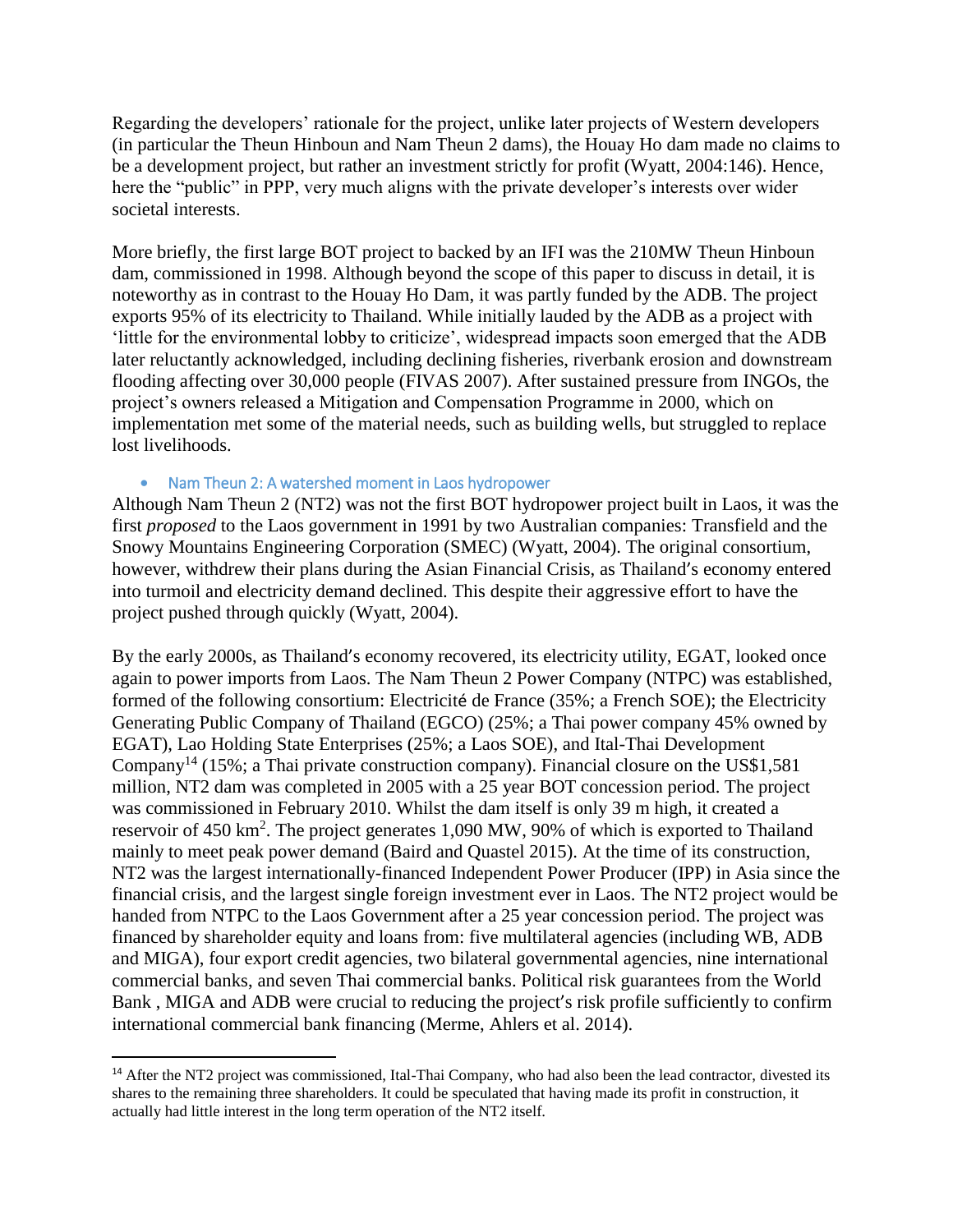Regarding the developers' rationale for the project, unlike later projects of Western developers (in particular the Theun Hinboun and Nam Theun 2 dams), the Houay Ho dam made no claims to be a development project, but rather an investment strictly for profit (Wyatt, 2004:146). Hence, here the "public" in PPP, very much aligns with the private developer's interests over wider societal interests.

More briefly, the first large BOT project to backed by an IFI was the 210MW Theun Hinboun dam, commissioned in 1998. Although beyond the scope of this paper to discuss in detail, it is noteworthy as in contrast to the Houay Ho Dam, it was partly funded by the ADB. The project exports 95% of its electricity to Thailand. While initially lauded by the ADB as a project with 'little for the environmental lobby to criticize', widespread impacts soon emerged that the ADB later reluctantly acknowledged, including declining fisheries, riverbank erosion and downstream flooding affecting over 30,000 people (FIVAS 2007). After sustained pressure from INGOs, the project's owners released a Mitigation and Compensation Programme in 2000, which on implementation met some of the material needs, such as building wells, but struggled to replace lost livelihoods.

- Nam Theun 2: A watershed moment in Laos hydropower

Although Nam Theun 2 (NT2) was not the first BOT hydropower project built in Laos, it was the first *proposed* to the Laos government in 1991 by two Australian companies: Transfield and the Snowy Mountains Engineering Corporation (SMEC) (Wyatt, 2004). The original consortium, however, withdrew their plans during the Asian Financial Crisis, as Thailand's economy entered into turmoil and electricity demand declined. This despite their aggressive effort to have the project pushed through quickly (Wyatt, 2004).

By the early 2000s, as Thailand's economy recovered, its electricity utility, EGAT, looked once again to power imports from Laos. The Nam Theun 2 Power Company (NTPC) was established, formed of the following consortium: Electricité de France (35%; a French SOE); the Electricity Generating Public Company of Thailand (EGCO) (25%; a Thai power company 45% owned by EGAT), Lao Holding State Enterprises (25%; a Laos SOE), and Ital-Thai Development Company[14] (15%; a Thai private construction company). Financial closure on the US$1,581 million, NT2 dam was completed in 2005 with a 25 year BOT concession period. The project was commissioned in February 2010. Whilst the dam itself is only 39 m high, it created a reservoir of 450 km$^2$. The project generates 1,090 MW, 90% of which is exported to Thailand mainly to meet peak power demand (Baird and Quastel 2015). At the time of its construction, NT2 was the largest internationally-financed Independent Power Producer (IPP) in Asia since the financial crisis, and the largest single foreign investment ever in Laos. The NT2 project would be handed from NTPC to the Laos Government after a 25 year concession period. The project was financed by shareholder equity and loans from: five multilateral agencies (including WB, ADB and MIGA), four export credit agencies, two bilateral governmental agencies, nine international commercial banks, and seven Thai commercial banks. Political risk guarantees from the World Bank , MIGA and ADB were crucial to reducing the project's risk profile sufficiently to confirm international commercial bank financing (Merme, Ahlers et al. 2014).

[14] After the NT2 project was commissioned, Ital-Thai Company, who had also been the lead contractor, divested its shares to the remaining three shareholders. It could be speculated that having made its profit in construction, it actually had little interest in the long term operation of the NT2 itself.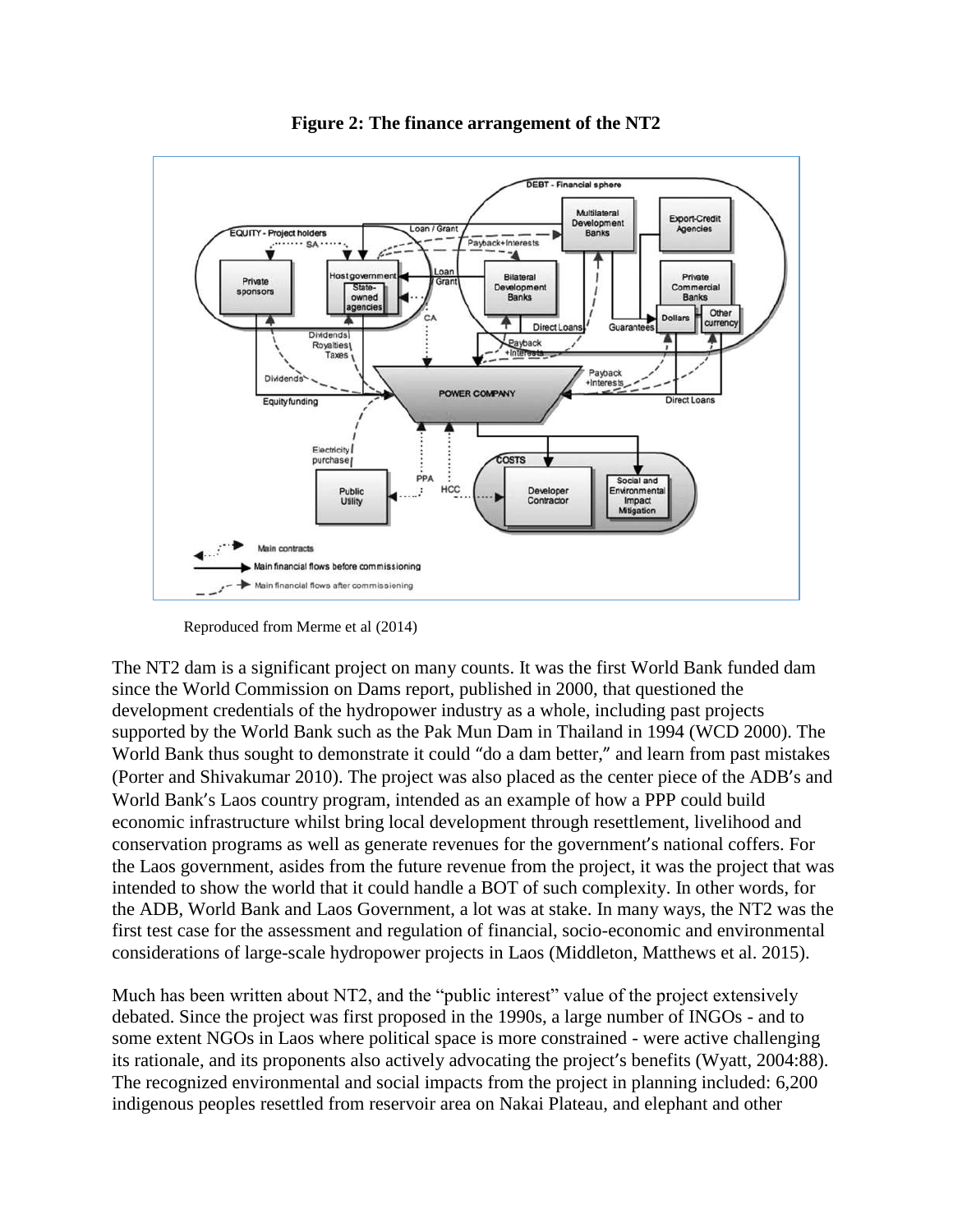**Figure 2: The finance arrangement of the NT2**

Reproduced from Merme et al (2014)

The NT2 dam is a significant project on many counts. It was the first World Bank funded dam since the World Commission on Dams report, published in 2000, that questioned the development credentials of the hydropower industry as a whole, including past projects supported by the World Bank such as the Pak Mun Dam in Thailand in 1994 (WCD 2000). The World Bank thus sought to demonstrate it could "do a dam better," and learn from past mistakes (Porter and Shivakumar 2010). The project was also placed as the center piece of the ADB's and World Bank's Laos country program, intended as an example of how a PPP could build economic infrastructure whilst bring local development through resettlement, livelihood and conservation programs as well as generate revenues for the government's national coffers. For the Laos government, asides from the future revenue from the project, it was the project that was intended to show the world that it could handle a BOT of such complexity. In other words, for the ADB, World Bank and Laos Government, a lot was at stake. In many ways, the NT2 was the first test case for the assessment and regulation of financial, socio-economic and environmental considerations of large-scale hydropower projects in Laos (Middleton, Matthews et al. 2015).

Much has been written about NT2, and the "public interest" value of the project extensively debated. Since the project was first proposed in the 1990s, a large number of INGOs - and to some extent NGOs in Laos where political space is more constrained - were active challenging its rationale, and its proponents also actively advocating the project's benefits (Wyatt, 2004:88). The recognized environmental and social impacts from the project in planning included: 6,200 indigenous peoples resettled from reservoir area on Nakai Plateau, and elephant and other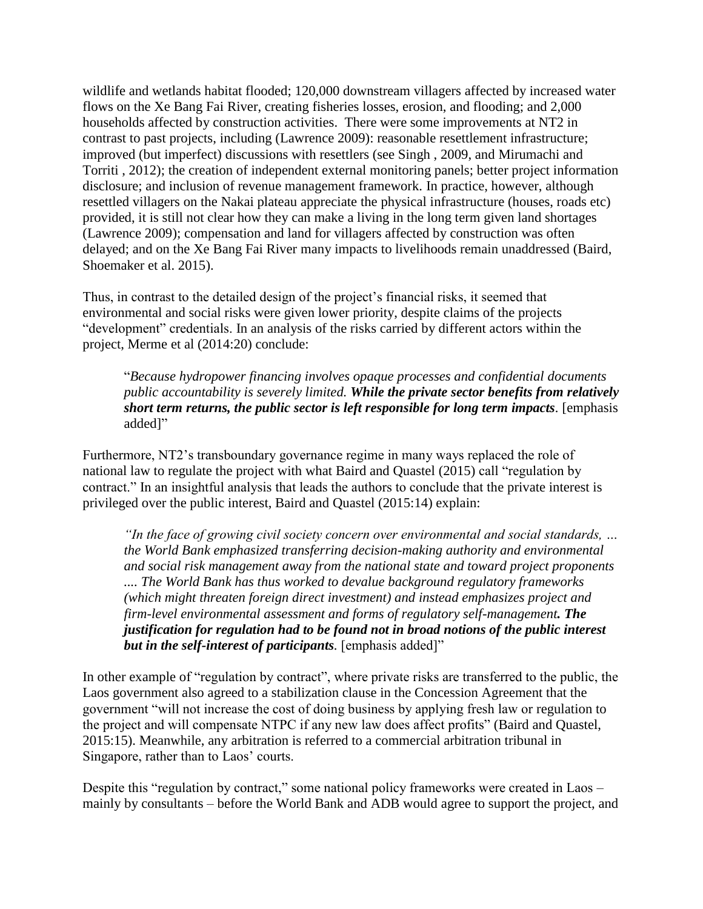wildlife and wetlands habitat flooded; 120,000 downstream villagers affected by increased water flows on the Xe Bang Fai River, creating fisheries losses, erosion, and flooding; and 2,000 households affected by construction activities. There were some improvements at NT2 in contrast to past projects, including (Lawrence 2009): reasonable resettlement infrastructure; improved (but imperfect) discussions with resettlers (see Singh , 2009, and Mirumachi and Torriti , 2012); the creation of independent external monitoring panels; better project information disclosure; and inclusion of revenue management framework. In practice, however, although resettled villagers on the Nakai plateau appreciate the physical infrastructure (houses, roads etc) provided, it is still not clear how they can make a living in the long term given land shortages (Lawrence 2009); compensation and land for villagers affected by construction was often delayed; and on the Xe Bang Fai River many impacts to livelihoods remain unaddressed (Baird, Shoemaker et al. 2015).

Thus, in contrast to the detailed design of the project's financial risks, it seemed that environmental and social risks were given lower priority, despite claims of the projects "development" credentials. In an analysis of the risks carried by different actors within the project, Merme et al (2014:20) conclude:

> "*Because hydropower financing involves opaque processes and confidential documents public accountability is severely limited.* ***While the private sector benefits from relatively short term returns, the public sector is left responsible for long term impacts***. [emphasis added]"

Furthermore, NT2's transboundary governance regime in many ways replaced the role of national law to regulate the project with what Baird and Quastel (2015) call "regulation by contract." In an insightful analysis that leads the authors to conclude that the private interest is privileged over the public interest, Baird and Quastel (2015:14) explain:

> *"In the face of growing civil society concern over environmental and social standards, … the World Bank emphasized transferring decision-making authority and environmental and social risk management away from the national state and toward project proponents …. The World Bank has thus worked to devalue background regulatory frameworks (which might threaten foreign direct investment) and instead emphasizes project and firm-level environmental assessment and forms of regulatory self-management.* ***The justification for regulation had to be found not in broad notions of the public interest but in the self-interest of participants****.* [emphasis added]"

In other example of "regulation by contract", where private risks are transferred to the public, the Laos government also agreed to a stabilization clause in the Concession Agreement that the government "will not increase the cost of doing business by applying fresh law or regulation to the project and will compensate NTPC if any new law does affect profits" (Baird and Quastel, 2015:15). Meanwhile, any arbitration is referred to a commercial arbitration tribunal in Singapore, rather than to Laos' courts.

Despite this "regulation by contract," some national policy frameworks were created in Laos – mainly by consultants – before the World Bank and ADB would agree to support the project, and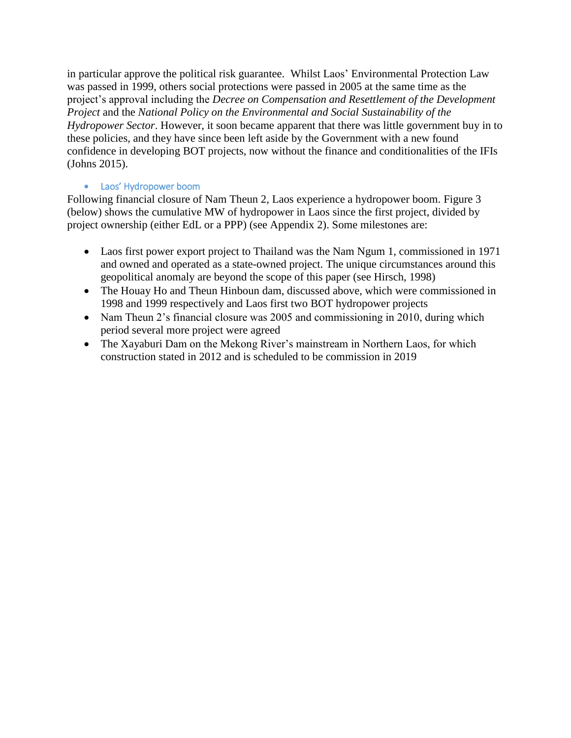in particular approve the political risk guarantee. Whilst Laos' Environmental Protection Law was passed in 1999, others social protections were passed in 2005 at the same time as the project's approval including the *Decree on Compensation and Resettlement of the Development Project* and the *National Policy on the Environmental and Social Sustainability of the Hydropower Sector*. However, it soon became apparent that there was little government buy in to these policies, and they have since been left aside by the Government with a new found confidence in developing BOT projects, now without the finance and conditionalities of the IFIs (Johns 2015).

- ### Laos' Hydropower boom

Following financial closure of Nam Theun 2, Laos experience a hydropower boom. Figure 3 (below) shows the cumulative MW of hydropower in Laos since the first project, divided by project ownership (either EdL or a PPP) (see Appendix 2). Some milestones are:

- Laos first power export project to Thailand was the Nam Ngum 1, commissioned in 1971 and owned and operated as a state-owned project. The unique circumstances around this geopolitical anomaly are beyond the scope of this paper (see Hirsch, 1998)
- The Houay Ho and Theun Hinboun dam, discussed above, which were commissioned in 1998 and 1999 respectively and Laos first two BOT hydropower projects
- Nam Theun 2's financial closure was 2005 and commissioning in 2010, during which period several more project were agreed
- The Xayaburi Dam on the Mekong River's mainstream in Northern Laos, for which construction stated in 2012 and is scheduled to be commission in 2019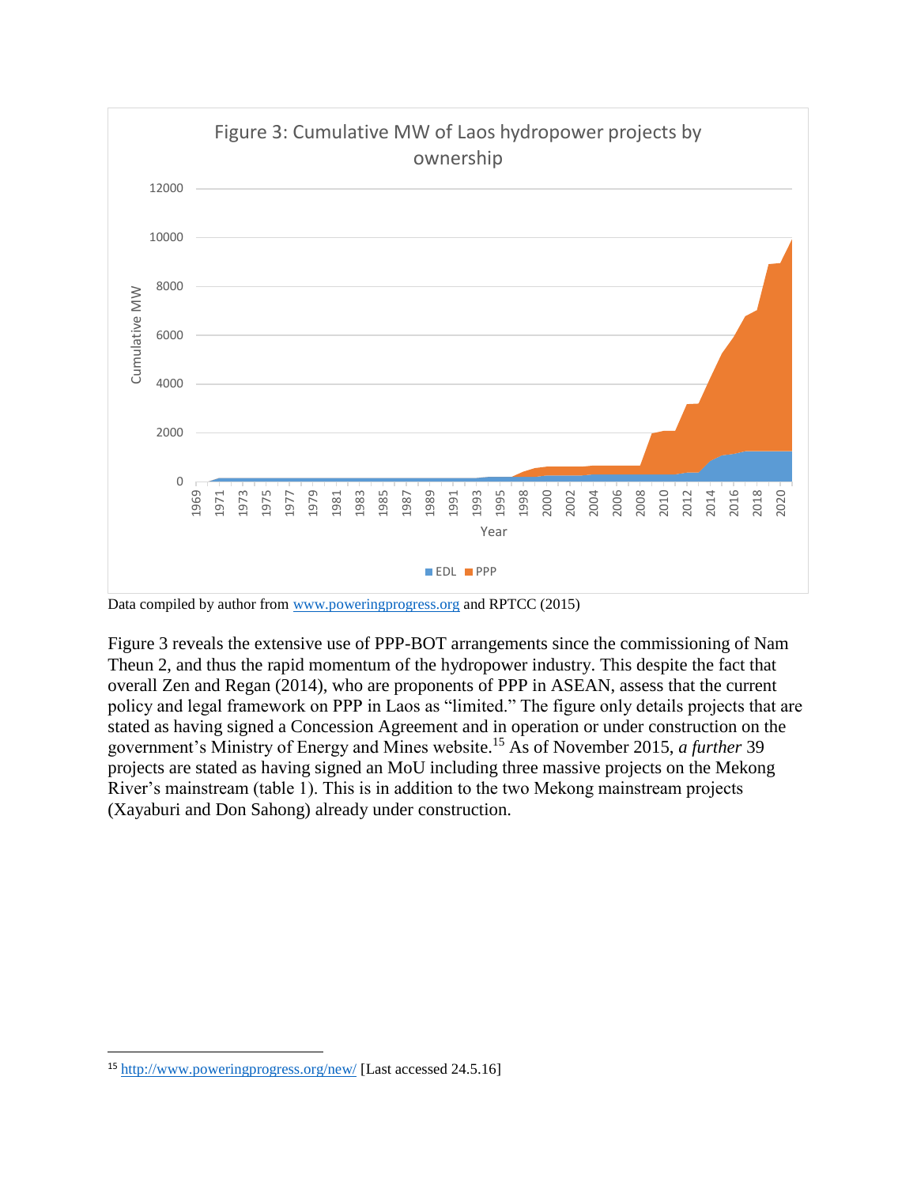Data compiled by author from www.poweringprogress.org and RPTCC (2015)

Figure 3 reveals the extensive use of PPP-BOT arrangements since the commissioning of Nam Theun 2, and thus the rapid momentum of the hydropower industry. This despite the fact that overall Zen and Regan (2014), who are proponents of PPP in ASEAN, assess that the current policy and legal framework on PPP in Laos as "limited." The figure only details projects that are stated as having signed a Concession Agreement and in operation or under construction on the government's Ministry of Energy and Mines website.[15] As of November 2015, *a further* 39 projects are stated as having signed an MoU including three massive projects on the Mekong River's mainstream (table 1). This is in addition to the two Mekong mainstream projects (Xayaburi and Don Sahong) already under construction.

[15] http://www.poweringprogress.org/new/ [Last accessed 24.5.16]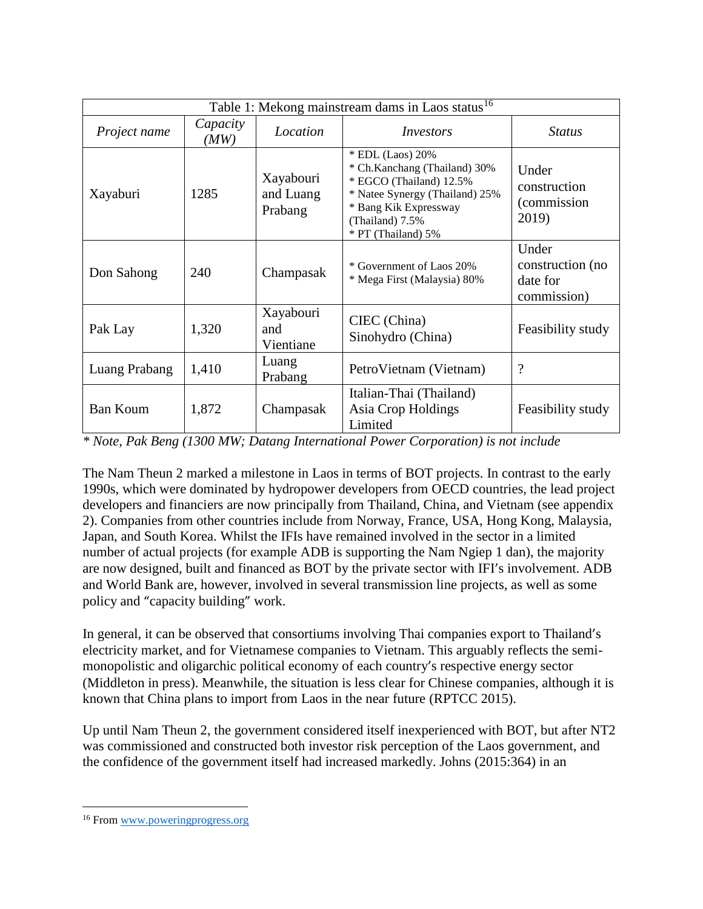Table 1: Mekong mainstream dams in Laos status[16]

| *Project name* | *Capacity (MW)* | *Location* | *Investors* | *Status* |
|---|---|---|---|---|
| Xayaburi | 1285 | Xayabouri and Luang Prabang | * EDL (Laos) 20%<br>* Ch.Kanchang (Thailand) 30%<br>* EGCO (Thailand) 12.5%<br>* Natee Synergy (Thailand) 25%<br>* Bang Kik Expressway (Thailand) 7.5%<br>* PT (Thailand) 5% | Under construction (commission 2019) |
| Don Sahong | 240 | Champasak | * Government of Laos 20%<br>* Mega First (Malaysia) 80% | Under construction (no date for commission) |
| Pak Lay | 1,320 | Xayabouri and Vientiane | CIEC (China)<br>Sinohydro (China) | Feasibility study |
| Luang Prabang | 1,410 | Luang Prabang | PetroVietnam (Vietnam) | ? |
| Ban Koum | 1,872 | Champasak | Italian-Thai (Thailand)<br>Asia Crop Holdings Limited | Feasibility study |

*\* Note, Pak Beng (1300 MW; Datang International Power Corporation) is not include*

The Nam Theun 2 marked a milestone in Laos in terms of BOT projects. In contrast to the early 1990s, which were dominated by hydropower developers from OECD countries, the lead project developers and financiers are now principally from Thailand, China, and Vietnam (see appendix 2). Companies from other countries include from Norway, France, USA, Hong Kong, Malaysia, Japan, and South Korea. Whilst the IFIs have remained involved in the sector in a limited number of actual projects (for example ADB is supporting the Nam Ngiep 1 dan), the majority are now designed, built and financed as BOT by the private sector with IFI's involvement. ADB and World Bank are, however, involved in several transmission line projects, as well as some policy and "capacity building" work.

In general, it can be observed that consortiums involving Thai companies export to Thailand's electricity market, and for Vietnamese companies to Vietnam. This arguably reflects the semi-monopolistic and oligarchic political economy of each country's respective energy sector (Middleton in press). Meanwhile, the situation is less clear for Chinese companies, although it is known that China plans to import from Laos in the near future (RPTCC 2015).

Up until Nam Theun 2, the government considered itself inexperienced with BOT, but after NT2 was commissioned and constructed both investor risk perception of the Laos government, and the confidence of the government itself had increased markedly. Johns (2015:364) in an

[16] From www.poweringprogress.org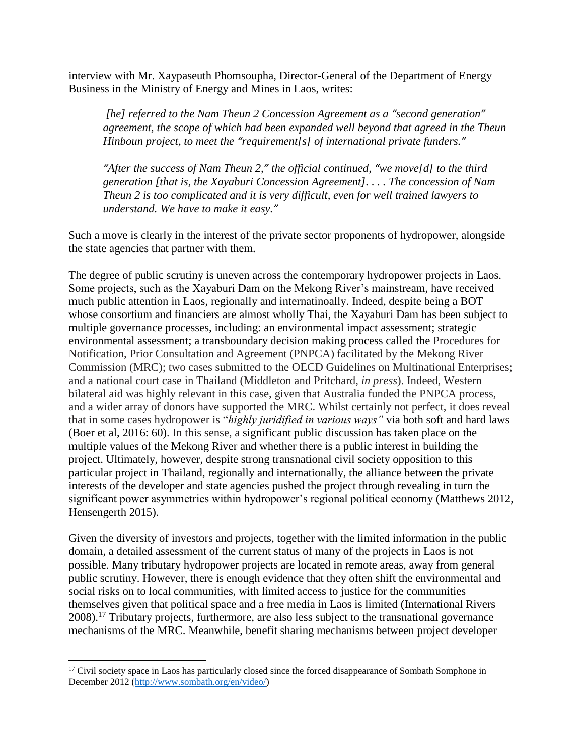interview with Mr. Xaypaseuth Phomsoupha, Director-General of the Department of Energy Business in the Ministry of Energy and Mines in Laos, writes:

> *[he] referred to the Nam Theun 2 Concession Agreement as a "second generation" agreement, the scope of which had been expanded well beyond that agreed in the Theun Hinboun project, to meet the "requirement[s] of international private funders."*
>
> *"After the success of Nam Theun 2," the official continued, "we move[d] to the third generation [that is, the Xayaburi Concession Agreement]. . . . The concession of Nam Theun 2 is too complicated and it is very difficult, even for well trained lawyers to understand. We have to make it easy."*

Such a move is clearly in the interest of the private sector proponents of hydropower, alongside the state agencies that partner with them.

The degree of public scrutiny is uneven across the contemporary hydropower projects in Laos. Some projects, such as the Xayaburi Dam on the Mekong River's mainstream, have received much public attention in Laos, regionally and internatinoally. Indeed, despite being a BOT whose consortium and financiers are almost wholly Thai, the Xayaburi Dam has been subject to multiple governance processes, including: an environmental impact assessment; strategic environmental assessment; a transboundary decision making process called the Procedures for Notification, Prior Consultation and Agreement (PNPCA) facilitated by the Mekong River Commission (MRC); two cases submitted to the OECD Guidelines on Multinational Enterprises; and a national court case in Thailand (Middleton and Pritchard, *in press*). Indeed, Western bilateral aid was highly relevant in this case, given that Australia funded the PNPCA process, and a wider array of donors have supported the MRC. Whilst certainly not perfect, it does reveal that in some cases hydropower is "*highly juridified in various ways"* via both soft and hard laws (Boer et al, 2016: 60). In this sense, a significant public discussion has taken place on the multiple values of the Mekong River and whether there is a public interest in building the project. Ultimately, however, despite strong transnational civil society opposition to this particular project in Thailand, regionally and internationally, the alliance between the private interests of the developer and state agencies pushed the project through revealing in turn the significant power asymmetries within hydropower's regional political economy (Matthews 2012, Hensengerth 2015).

Given the diversity of investors and projects, together with the limited information in the public domain, a detailed assessment of the current status of many of the projects in Laos is not possible. Many tributary hydropower projects are located in remote areas, away from general public scrutiny. However, there is enough evidence that they often shift the environmental and social risks on to local communities, with limited access to justice for the communities themselves given that political space and a free media in Laos is limited (International Rivers 2008).[17] Tributary projects, furthermore, are also less subject to the transnational governance mechanisms of the MRC. Meanwhile, benefit sharing mechanisms between project developer

[17] Civil society space in Laos has particularly closed since the forced disappearance of Sombath Somphone in December 2012 (http://www.sombath.org/en/video/)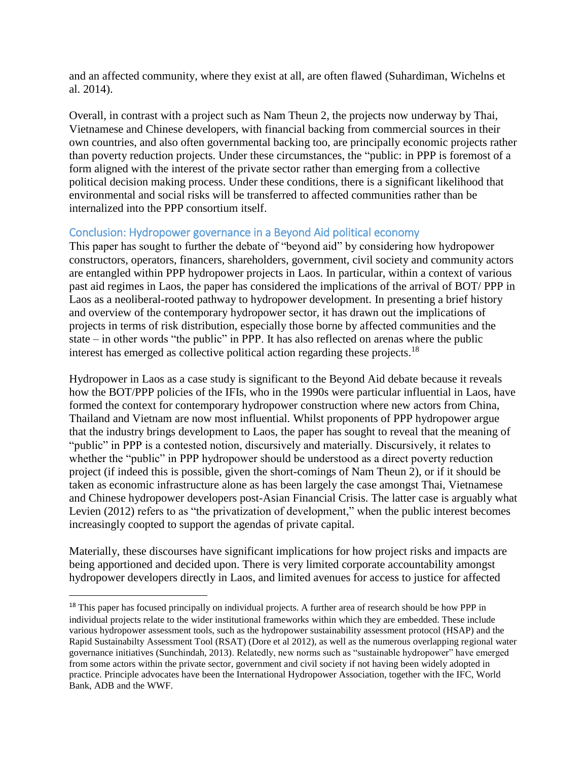and an affected community, where they exist at all, are often flawed (Suhardiman, Wichelns et al. 2014).

Overall, in contrast with a project such as Nam Theun 2, the projects now underway by Thai, Vietnamese and Chinese developers, with financial backing from commercial sources in their own countries, and also often governmental backing too, are principally economic projects rather than poverty reduction projects. Under these circumstances, the "public: in PPP is foremost of a form aligned with the interest of the private sector rather than emerging from a collective political decision making process. Under these conditions, there is a significant likelihood that environmental and social risks will be transferred to affected communities rather than be internalized into the PPP consortium itself.

## Conclusion: Hydropower governance in a Beyond Aid political economy

This paper has sought to further the debate of "beyond aid" by considering how hydropower constructors, operators, financers, shareholders, government, civil society and community actors are entangled within PPP hydropower projects in Laos. In particular, within a context of various past aid regimes in Laos, the paper has considered the implications of the arrival of BOT/ PPP in Laos as a neoliberal-rooted pathway to hydropower development. In presenting a brief history and overview of the contemporary hydropower sector, it has drawn out the implications of projects in terms of risk distribution, especially those borne by affected communities and the state – in other words "the public" in PPP. It has also reflected on arenas where the public interest has emerged as collective political action regarding these projects.[18]

Hydropower in Laos as a case study is significant to the Beyond Aid debate because it reveals how the BOT/PPP policies of the IFIs, who in the 1990s were particular influential in Laos, have formed the context for contemporary hydropower construction where new actors from China, Thailand and Vietnam are now most influential. Whilst proponents of PPP hydropower argue that the industry brings development to Laos, the paper has sought to reveal that the meaning of "public" in PPP is a contested notion, discursively and materially. Discursively, it relates to whether the "public" in PPP hydropower should be understood as a direct poverty reduction project (if indeed this is possible, given the short-comings of Nam Theun 2), or if it should be taken as economic infrastructure alone as has been largely the case amongst Thai, Vietnamese and Chinese hydropower developers post-Asian Financial Crisis. The latter case is arguably what Levien (2012) refers to as "the privatization of development," when the public interest becomes increasingly coopted to support the agendas of private capital.

Materially, these discourses have significant implications for how project risks and impacts are being apportioned and decided upon. There is very limited corporate accountability amongst hydropower developers directly in Laos, and limited avenues for access to justice for affected

[18] This paper has focused principally on individual projects. A further area of research should be how PPP in individual projects relate to the wider institutional frameworks within which they are embedded. These include various hydropower assessment tools, such as the hydropower sustainability assessment protocol (HSAP) and the Rapid Sustainabilty Assessment Tool (RSAT) (Dore et al 2012), as well as the numerous overlapping regional water governance initiatives (Sunchindah, 2013). Relatedly, new norms such as "sustainable hydropower" have emerged from some actors within the private sector, government and civil society if not having been widely adopted in practice. Principle advocates have been the International Hydropower Association, together with the IFC, World Bank, ADB and the WWF.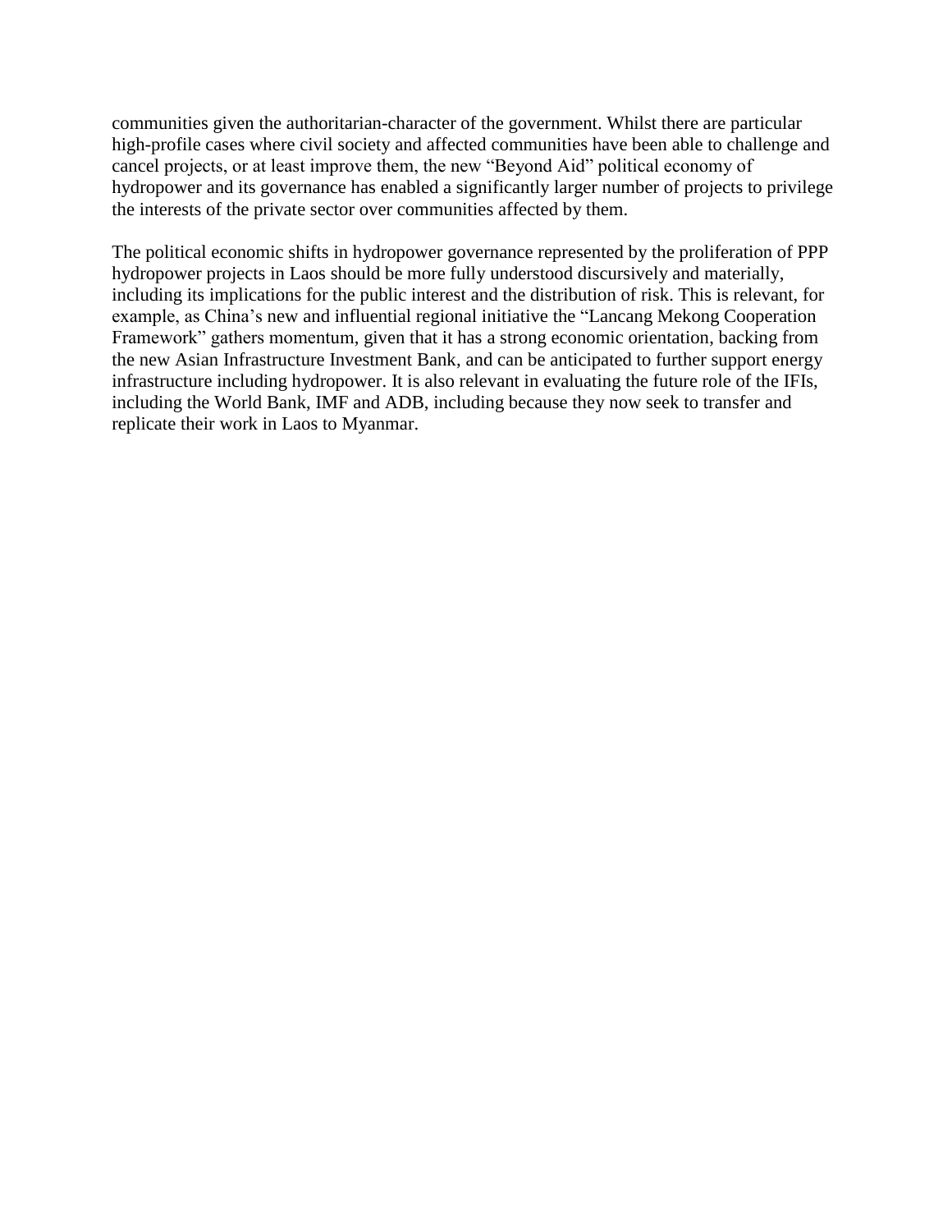communities given the authoritarian-character of the government. Whilst there are particular high-profile cases where civil society and affected communities have been able to challenge and cancel projects, or at least improve them, the new "Beyond Aid" political economy of hydropower and its governance has enabled a significantly larger number of projects to privilege the interests of the private sector over communities affected by them.

The political economic shifts in hydropower governance represented by the proliferation of PPP hydropower projects in Laos should be more fully understood discursively and materially, including its implications for the public interest and the distribution of risk. This is relevant, for example, as China's new and influential regional initiative the "Lancang Mekong Cooperation Framework" gathers momentum, given that it has a strong economic orientation, backing from the new Asian Infrastructure Investment Bank, and can be anticipated to further support energy infrastructure including hydropower. It is also relevant in evaluating the future role of the IFIs, including the World Bank, IMF and ADB, including because they now seek to transfer and replicate their work in Laos to Myanmar.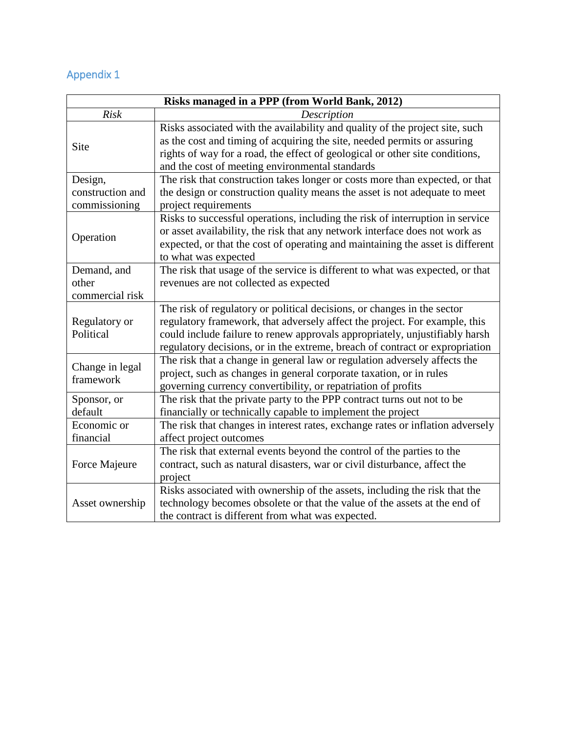## Appendix 1

| Risks managed in a PPP (from World Bank, 2012) | |
|---|---|
| *Risk* | *Description* |
| Site | Risks associated with the availability and quality of the project site, such as the cost and timing of acquiring the site, needed permits or assuring rights of way for a road, the effect of geological or other site conditions, and the cost of meeting environmental standards |
| Design, construction and commissioning | The risk that construction takes longer or costs more than expected, or that the design or construction quality means the asset is not adequate to meet project requirements |
| Operation | Risks to successful operations, including the risk of interruption in service or asset availability, the risk that any network interface does not work as expected, or that the cost of operating and maintaining the asset is different to what was expected |
| Demand, and other commercial risk | The risk that usage of the service is different to what was expected, or that revenues are not collected as expected |
| Regulatory or Political | The risk of regulatory or political decisions, or changes in the sector regulatory framework, that adversely affect the project. For example, this could include failure to renew approvals appropriately, unjustifiably harsh regulatory decisions, or in the extreme, breach of contract or expropriation |
| Change in legal framework | The risk that a change in general law or regulation adversely affects the project, such as changes in general corporate taxation, or in rules governing currency convertibility, or repatriation of profits |
| Sponsor, or default | The risk that the private party to the PPP contract turns out not to be financially or technically capable to implement the project |
| Economic or financial | The risk that changes in interest rates, exchange rates or inflation adversely affect project outcomes |
| Force Majeure | The risk that external events beyond the control of the parties to the contract, such as natural disasters, war or civil disturbance, affect the project |
| Asset ownership | Risks associated with ownership of the assets, including the risk that the technology becomes obsolete or that the value of the assets at the end of the contract is different from what was expected. |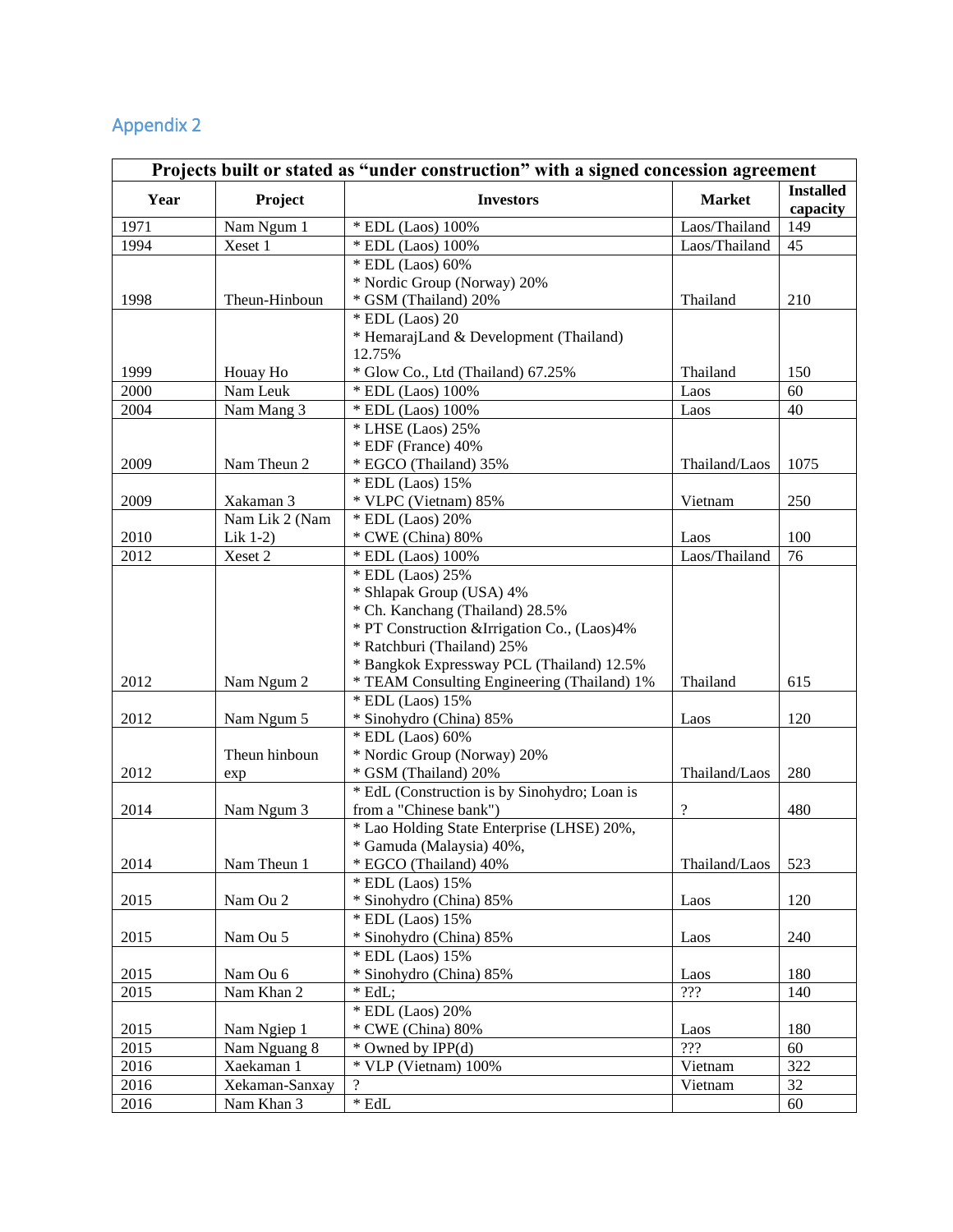## Appendix 2

| Projects built or stated as "under construction" with a signed concession agreement | | | | |
|---|---|---|---|---|
| **Year** | **Project** | **Investors** | **Market** | **Installed capacity** |
| 1971 | Nam Ngum 1 | * EDL (Laos) 100% | Laos/Thailand | 149 |
| 1994 | Xeset 1 | * EDL (Laos) 100% | Laos/Thailand | 45 |
| 1998 | Theun-Hinboun | * EDL (Laos) 60%<br>* Nordic Group (Norway) 20%<br>* GSM (Thailand) 20% | Thailand | 210 |
| 1999 | Houay Ho | * EDL (Laos) 20<br>* HemarajLand & Development (Thailand) 12.75%<br>* Glow Co., Ltd (Thailand) 67.25% | Thailand | 150 |
| 2000 | Nam Leuk | * EDL (Laos) 100% | Laos | 60 |
| 2004 | Nam Mang 3 | * EDL (Laos) 100% | Laos | 40 |
| 2009 | Nam Theun 2 | * LHSE (Laos) 25%<br>* EDF (France) 40%<br>* EGCO (Thailand) 35% | Thailand/Laos | 1075 |
| 2009 | Xakaman 3 | * EDL (Laos) 15%<br>* VLPC (Vietnam) 85% | Vietnam | 250 |
| 2010 | Nam Lik 2 (Nam Lik 1-2) | * EDL (Laos) 20%<br>* CWE (China) 80% | Laos | 100 |
| 2012 | Xeset 2 | * EDL (Laos) 100% | Laos/Thailand | 76 |
| 2012 | Nam Ngum 2 | * EDL (Laos) 25%<br>* Shlapak Group (USA) 4%<br>* Ch. Kanchang (Thailand) 28.5%<br>* PT Construction &Irrigation Co., (Laos)4%<br>* Ratchburi (Thailand) 25%<br>* Bangkok Expressway PCL (Thailand) 12.5%<br>* TEAM Consulting Engineering (Thailand) 1% | Thailand | 615 |
| 2012 | Nam Ngum 5 | * EDL (Laos) 15%<br>* Sinohydro (China) 85% | Laos | 120 |
| 2012 | Theun hinboun exp | * EDL (Laos) 60%<br>* Nordic Group (Norway) 20%<br>* GSM (Thailand) 20% | Thailand/Laos | 280 |
| 2014 | Nam Ngum 3 | * EdL (Construction is by Sinohydro; Loan is from a "Chinese bank") | ? | 480 |
| 2014 | Nam Theun 1 | * Lao Holding State Enterprise (LHSE) 20%,<br>* Gamuda (Malaysia) 40%,<br>* EGCO (Thailand) 40% | Thailand/Laos | 523 |
| 2015 | Nam Ou 2 | * EDL (Laos) 15%<br>* Sinohydro (China) 85% | Laos | 120 |
| 2015 | Nam Ou 5 | * EDL (Laos) 15%<br>* Sinohydro (China) 85% | Laos | 240 |
| 2015 | Nam Ou 6 | * EDL (Laos) 15%<br>* Sinohydro (China) 85% | Laos | 180 |
| 2015 | Nam Khan 2 | * EdL; | ??? | 140 |
| 2015 | Nam Ngiep 1 | * EDL (Laos) 20%<br>* CWE (China) 80% | Laos | 180 |
| 2015 | Nam Nguang 8 | * Owned by IPP(d) | ??? | 60 |
| 2016 | Xaekaman 1 | * VLP (Vietnam) 100% | Vietnam | 322 |
| 2016 | Xekaman-Sanxay | ? | Vietnam | 32 |
| 2016 | Nam Khan 3 | * EdL | | 60 |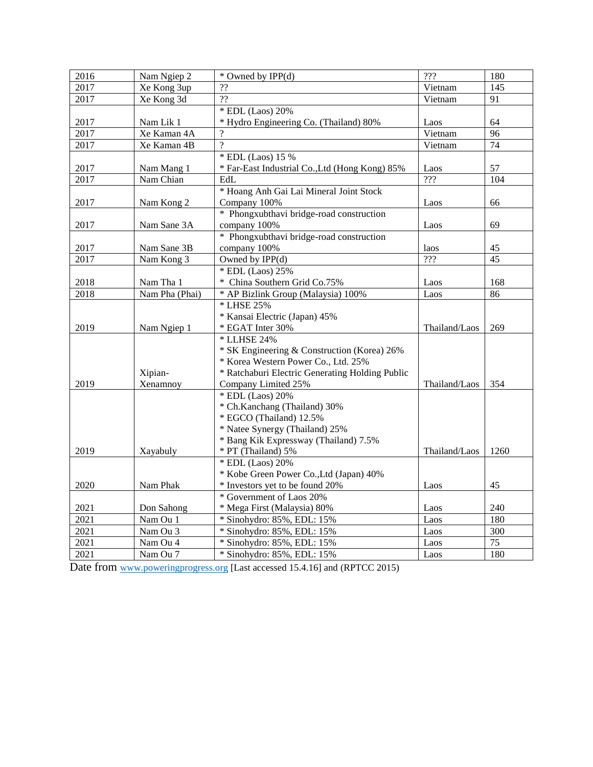| 2016 | Nam Ngiep 2 | * Owned by IPP(d) | ??? | 180 |
|---|---|---|---|---|
| 2017 | Xe Kong 3up | ?? | Vietnam | 145 |
| 2017 | Xe Kong 3d | ?? | Vietnam | 91 |
| 2017 | Nam Lik 1 | * EDL (Laos) 20%<br>* Hydro Engineering Co. (Thailand) 80% | Laos | 64 |
| 2017 | Xe Kaman 4A | ? | Vietnam | 96 |
| 2017 | Xe Kaman 4B | ? | Vietnam | 74 |
| 2017 | Nam Mang 1 | * EDL (Laos) 15 %<br>* Far-East Industrial Co.,Ltd (Hong Kong) 85% | Laos | 57 |
| 2017 | Nam Chian | EdL | ??? | 104 |
| 2017 | Nam Kong 2 | * Hoang Anh Gai Lai Mineral Joint Stock Company 100% | Laos | 66 |
| 2017 | Nam Sane 3A | * Phongxubthavi bridge-road construction company 100% | Laos | 69 |
| 2017 | Nam Sane 3B | * Phongxubthavi bridge-road construction company 100% | laos | 45 |
| 2017 | Nam Kong 3 | Owned by IPP(d) | ??? | 45 |
| 2018 | Nam Tha 1 | * EDL (Laos) 25%<br>* China Southern Grid Co.75% | Laos | 168 |
| 2018 | Nam Pha (Phai) | * AP Bizlink Group (Malaysia) 100% | Laos | 86 |
| 2019 | Nam Ngiep 1 | * LHSE 25%<br>* Kansai Electric (Japan) 45%<br>* EGAT Inter 30% | Thailand/Laos | 269 |
| 2019 | Xipian-Xenamnoy | * LLHSE 24%<br>* SK Engineering & Construction (Korea) 26%<br>* Korea Western Power Co., Ltd. 25%<br>* Ratchaburi Electric Generating Holding Public Company Limited 25% | Thailand/Laos | 354 |
| 2019 | Xayabuly | * EDL (Laos) 20%<br>* Ch.Kanchang (Thailand) 30%<br>* EGCO (Thailand) 12.5%<br>* Natee Synergy (Thailand) 25%<br>* Bang Kik Expressway (Thailand) 7.5%<br>* PT (Thailand) 5% | Thailand/Laos | 1260 |
| 2020 | Nam Phak | * EDL (Laos) 20%<br>* Kobe Green Power Co.,Ltd (Japan) 40%<br>* Investors yet to be found 20% | Laos | 45 |
| 2021 | Don Sahong | * Government of Laos 20%<br>* Mega First (Malaysia) 80% | Laos | 240 |
| 2021 | Nam Ou 1 | * Sinohydro: 85%, EDL: 15% | Laos | 180 |
| 2021 | Nam Ou 3 | * Sinohydro: 85%, EDL: 15% | Laos | 300 |
| 2021 | Nam Ou 4 | * Sinohydro: 85%, EDL: 15% | Laos | 75 |
| 2021 | Nam Ou 7 | * Sinohydro: 85%, EDL: 15% | Laos | 180 |

Date from www.poweringprogress.org [Last accessed 15.4.16] and (RPTCC 2015)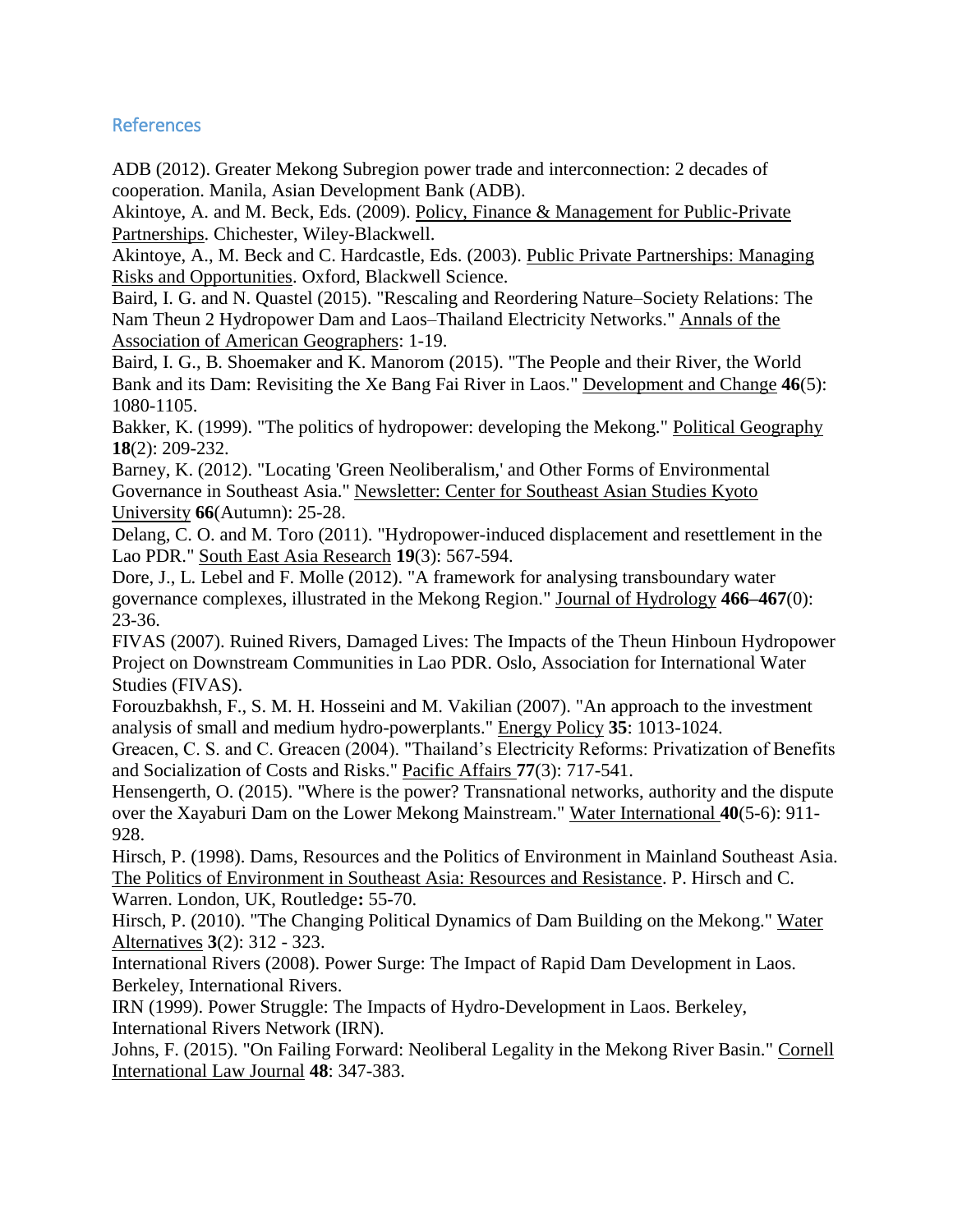## References

ADB (2012). Greater Mekong Subregion power trade and interconnection: 2 decades of cooperation. Manila, Asian Development Bank (ADB).

Akintoye, A. and M. Beck, Eds. (2009). Policy, Finance & Management for Public-Private Partnerships. Chichester, Wiley-Blackwell.

Akintoye, A., M. Beck and C. Hardcastle, Eds. (2003). Public Private Partnerships: Managing Risks and Opportunities. Oxford, Blackwell Science.

Baird, I. G. and N. Quastel (2015). "Rescaling and Reordering Nature–Society Relations: The Nam Theun 2 Hydropower Dam and Laos–Thailand Electricity Networks." Annals of the Association of American Geographers: 1-19.

Baird, I. G., B. Shoemaker and K. Manorom (2015). "The People and their River, the World Bank and its Dam: Revisiting the Xe Bang Fai River in Laos." Development and Change **46**(5): 1080-1105.

Bakker, K. (1999). "The politics of hydropower: developing the Mekong." Political Geography **18**(2): 209-232.

Barney, K. (2012). "Locating 'Green Neoliberalism,' and Other Forms of Environmental Governance in Southeast Asia." Newsletter: Center for Southeast Asian Studies Kyoto University **66**(Autumn): 25-28.

Delang, C. O. and M. Toro (2011). "Hydropower-induced displacement and resettlement in the Lao PDR." South East Asia Research **19**(3): 567-594.

Dore, J., L. Lebel and F. Molle (2012). "A framework for analysing transboundary water governance complexes, illustrated in the Mekong Region." Journal of Hydrology **466–467**(0): 23-36.

FIVAS (2007). Ruined Rivers, Damaged Lives: The Impacts of the Theun Hinboun Hydropower Project on Downstream Communities in Lao PDR. Oslo, Association for International Water Studies (FIVAS).

Forouzbakhsh, F., S. M. H. Hosseini and M. Vakilian (2007). "An approach to the investment analysis of small and medium hydro-powerplants." Energy Policy **35**: 1013-1024.

Greacen, C. S. and C. Greacen (2004). "Thailand's Electricity Reforms: Privatization of Benefits and Socialization of Costs and Risks." Pacific Affairs **77**(3): 717-541.

Hensengerth, O. (2015). "Where is the power? Transnational networks, authority and the dispute over the Xayaburi Dam on the Lower Mekong Mainstream." Water International **40**(5-6): 911-928.

Hirsch, P. (1998). Dams, Resources and the Politics of Environment in Mainland Southeast Asia. The Politics of Environment in Southeast Asia: Resources and Resistance. P. Hirsch and C. Warren. London, UK, Routledge**:** 55-70.

Hirsch, P. (2010). "The Changing Political Dynamics of Dam Building on the Mekong." Water Alternatives **3**(2): 312 - 323.

International Rivers (2008). Power Surge: The Impact of Rapid Dam Development in Laos. Berkeley, International Rivers.

IRN (1999). Power Struggle: The Impacts of Hydro-Development in Laos. Berkeley, International Rivers Network (IRN).

Johns, F. (2015). "On Failing Forward: Neoliberal Legality in the Mekong River Basin." Cornell International Law Journal **48**: 347-383.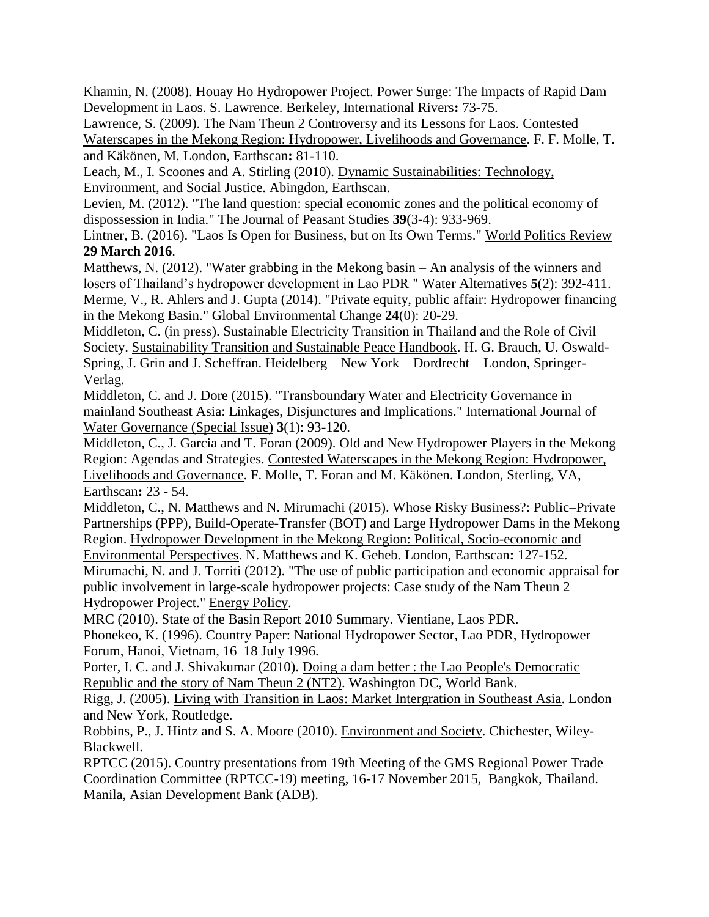Khamin, N. (2008). Houay Ho Hydropower Project. Power Surge: The Impacts of Rapid Dam Development in Laos. S. Lawrence. Berkeley, International Rivers**:** 73-75.

Lawrence, S. (2009). The Nam Theun 2 Controversy and its Lessons for Laos. Contested Waterscapes in the Mekong Region: Hydropower, Livelihoods and Governance. F. F. Molle, T. and Käkönen, M. London, Earthscan**:** 81-110.

Leach, M., I. Scoones and A. Stirling (2010). Dynamic Sustainabilities: Technology, Environment, and Social Justice. Abingdon, Earthscan.

Levien, M. (2012). "The land question: special economic zones and the political economy of dispossession in India." The Journal of Peasant Studies **39**(3-4): 933-969.

Lintner, B. (2016). "Laos Is Open for Business, but on Its Own Terms." World Politics Review **29 March 2016**.

Matthews, N. (2012). "Water grabbing in the Mekong basin – An analysis of the winners and losers of Thailand's hydropower development in Lao PDR " Water Alternatives **5**(2): 392-411.

Merme, V., R. Ahlers and J. Gupta (2014). "Private equity, public affair: Hydropower financing in the Mekong Basin." Global Environmental Change **24**(0): 20-29.

Middleton, C. (in press). Sustainable Electricity Transition in Thailand and the Role of Civil Society. Sustainability Transition and Sustainable Peace Handbook. H. G. Brauch, U. Oswald-Spring, J. Grin and J. Scheffran. Heidelberg – New York – Dordrecht – London, Springer-Verlag.

Middleton, C. and J. Dore (2015). "Transboundary Water and Electricity Governance in mainland Southeast Asia: Linkages, Disjunctures and Implications." International Journal of Water Governance (Special Issue) **3**(1): 93-120.

Middleton, C., J. Garcia and T. Foran (2009). Old and New Hydropower Players in the Mekong Region: Agendas and Strategies. Contested Waterscapes in the Mekong Region: Hydropower, Livelihoods and Governance. F. Molle, T. Foran and M. Käkönen. London, Sterling, VA, Earthscan**:** 23 - 54.

Middleton, C., N. Matthews and N. Mirumachi (2015). Whose Risky Business?: Public–Private Partnerships (PPP), Build-Operate-Transfer (BOT) and Large Hydropower Dams in the Mekong Region. Hydropower Development in the Mekong Region: Political, Socio-economic and Environmental Perspectives. N. Matthews and K. Geheb. London, Earthscan**:** 127-152.

Mirumachi, N. and J. Torriti (2012). "The use of public participation and economic appraisal for public involvement in large-scale hydropower projects: Case study of the Nam Theun 2 Hydropower Project." Energy Policy.

MRC (2010). State of the Basin Report 2010 Summary. Vientiane, Laos PDR.

Phonekeo, K. (1996). Country Paper: National Hydropower Sector, Lao PDR, Hydropower Forum, Hanoi, Vietnam, 16–18 July 1996.

Porter, I. C. and J. Shivakumar (2010). Doing a dam better : the Lao People's Democratic Republic and the story of Nam Theun 2 (NT2). Washington DC, World Bank.

Rigg, J. (2005). Living with Transition in Laos: Market Intergration in Southeast Asia. London and New York, Routledge.

Robbins, P., J. Hintz and S. A. Moore (2010). Environment and Society. Chichester, Wiley-Blackwell.

RPTCC (2015). Country presentations from 19th Meeting of the GMS Regional Power Trade Coordination Committee (RPTCC-19) meeting, 16-17 November 2015, Bangkok, Thailand. Manila, Asian Development Bank (ADB).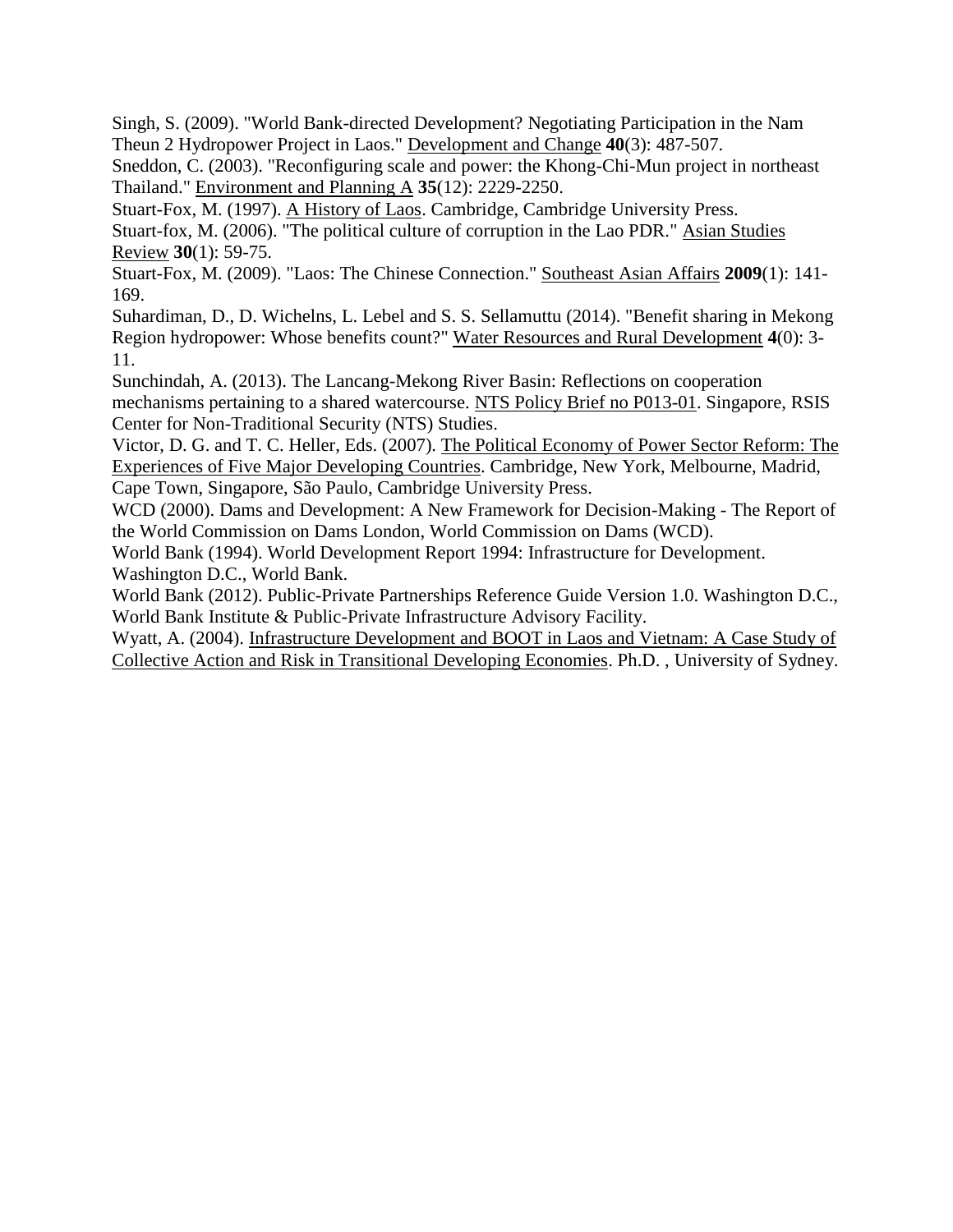Singh, S. (2009). "World Bank-directed Development? Negotiating Participation in the Nam Theun 2 Hydropower Project in Laos." Development and Change **40**(3): 487-507.

Sneddon, C. (2003). "Reconfiguring scale and power: the Khong-Chi-Mun project in northeast Thailand." Environment and Planning A **35**(12): 2229-2250.

Stuart-Fox, M. (1997). A History of Laos. Cambridge, Cambridge University Press.

Stuart-fox, M. (2006). "The political culture of corruption in the Lao PDR." Asian Studies Review **30**(1): 59-75.

Stuart-Fox, M. (2009). "Laos: The Chinese Connection." Southeast Asian Affairs **2009**(1): 141-169.

Suhardiman, D., D. Wichelns, L. Lebel and S. S. Sellamuttu (2014). "Benefit sharing in Mekong Region hydropower: Whose benefits count?" Water Resources and Rural Development **4**(0): 3-11.

Sunchindah, A. (2013). The Lancang-Mekong River Basin: Reflections on cooperation mechanisms pertaining to a shared watercourse. NTS Policy Brief no P013-01. Singapore, RSIS Center for Non-Traditional Security (NTS) Studies.

Victor, D. G. and T. C. Heller, Eds. (2007). The Political Economy of Power Sector Reform: The Experiences of Five Major Developing Countries. Cambridge, New York, Melbourne, Madrid, Cape Town, Singapore, São Paulo, Cambridge University Press.

WCD (2000). Dams and Development: A New Framework for Decision-Making - The Report of the World Commission on Dams London, World Commission on Dams (WCD).

World Bank (1994). World Development Report 1994: Infrastructure for Development. Washington D.C., World Bank.

World Bank (2012). Public-Private Partnerships Reference Guide Version 1.0. Washington D.C., World Bank Institute & Public-Private Infrastructure Advisory Facility.

Wyatt, A. (2004). Infrastructure Development and BOOT in Laos and Vietnam: A Case Study of Collective Action and Risk in Transitional Developing Economies. Ph.D. , University of Sydney.